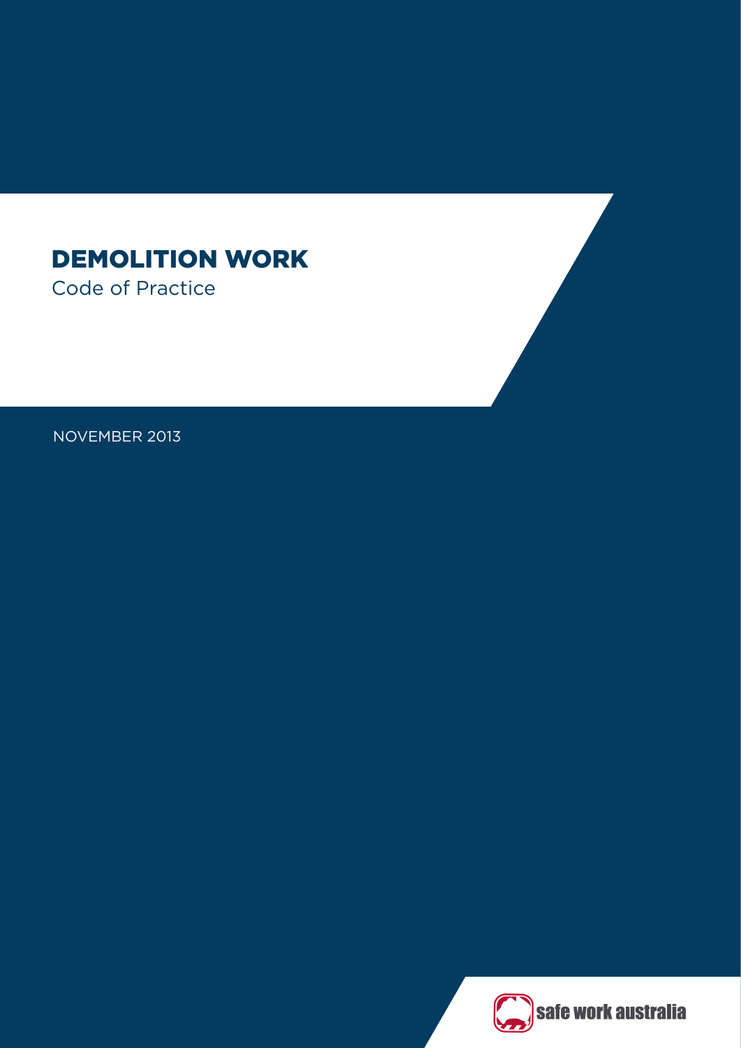# DEMOLITION WORK

Code of Practice

NOVEMBER 2013

safe work australia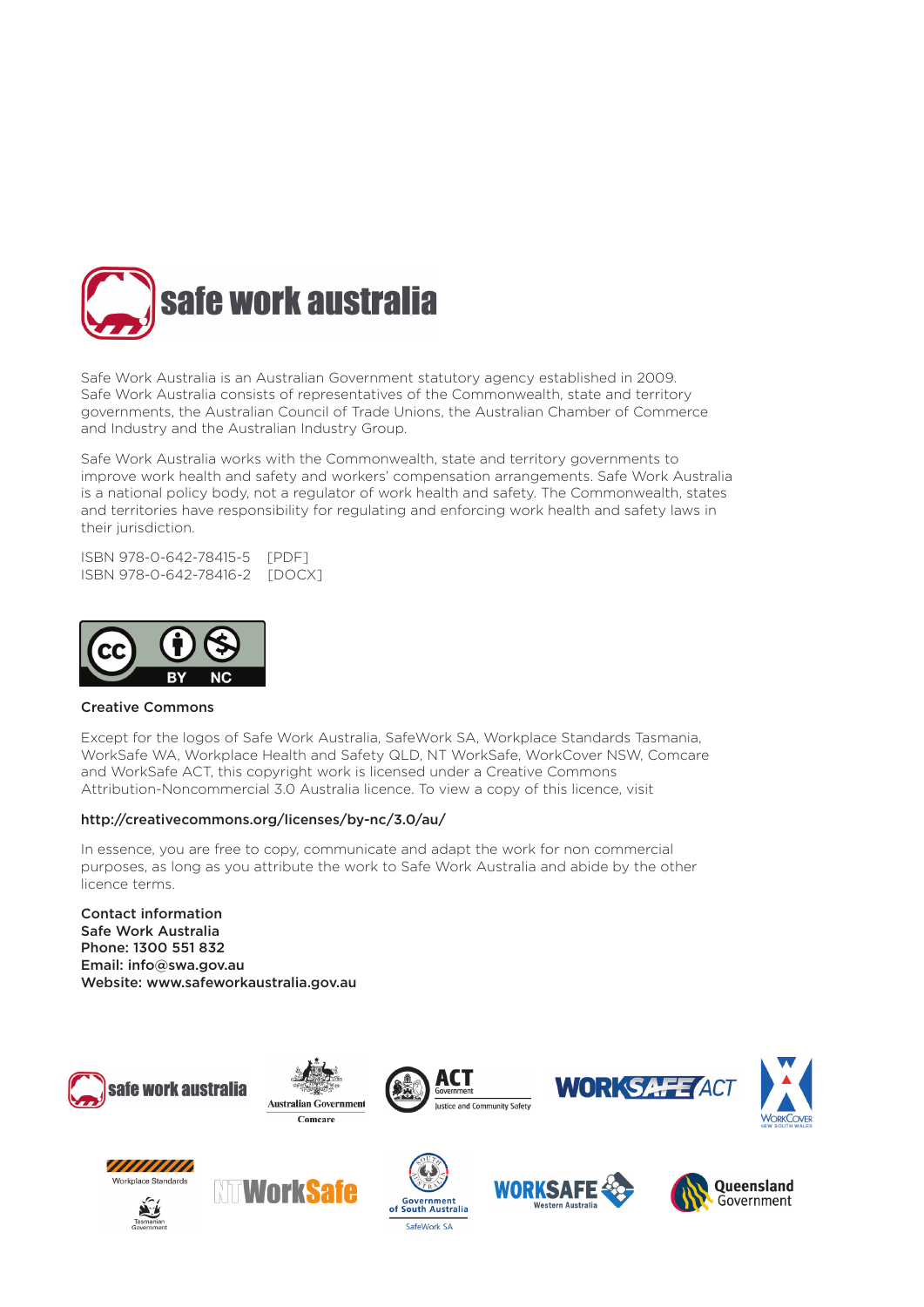Safe Work Australia is an Australian Government statutory agency established in 2009. Safe Work Australia consists of representatives of the Commonwealth, state and territory governments, the Australian Council of Trade Unions, the Australian Chamber of Commerce and Industry and the Australian Industry Group.

Safe Work Australia works with the Commonwealth, state and territory governments to improve work health and safety and workers' compensation arrangements. Safe Work Australia is a national policy body, not a regulator of work health and safety. The Commonwealth, states and territories have responsibility for regulating and enforcing work health and safety laws in their jurisdiction.

ISBN 978-0-642-78415-5 [PDF]
ISBN 978-0-642-78416-2 [DOCX]

**Creative Commons**

Except for the logos of Safe Work Australia, SafeWork SA, Workplace Standards Tasmania, WorkSafe WA, Workplace Health and Safety QLD, NT WorkSafe, WorkCover NSW, Comcare and WorkSafe ACT, this copyright work is licensed under a Creative Commons Attribution-Noncommercial 3.0 Australia licence. To view a copy of this licence, visit

**http://creativecommons.org/licenses/by-nc/3.0/au/**

In essence, you are free to copy, communicate and adapt the work for non commercial purposes, as long as you attribute the work to Safe Work Australia and abide by the other licence terms.

**Contact information**
**Safe Work Australia**
**Phone: 1300 551 832**
**Email: info@swa.gov.au**
**Website: www.safeworkaustralia.gov.au**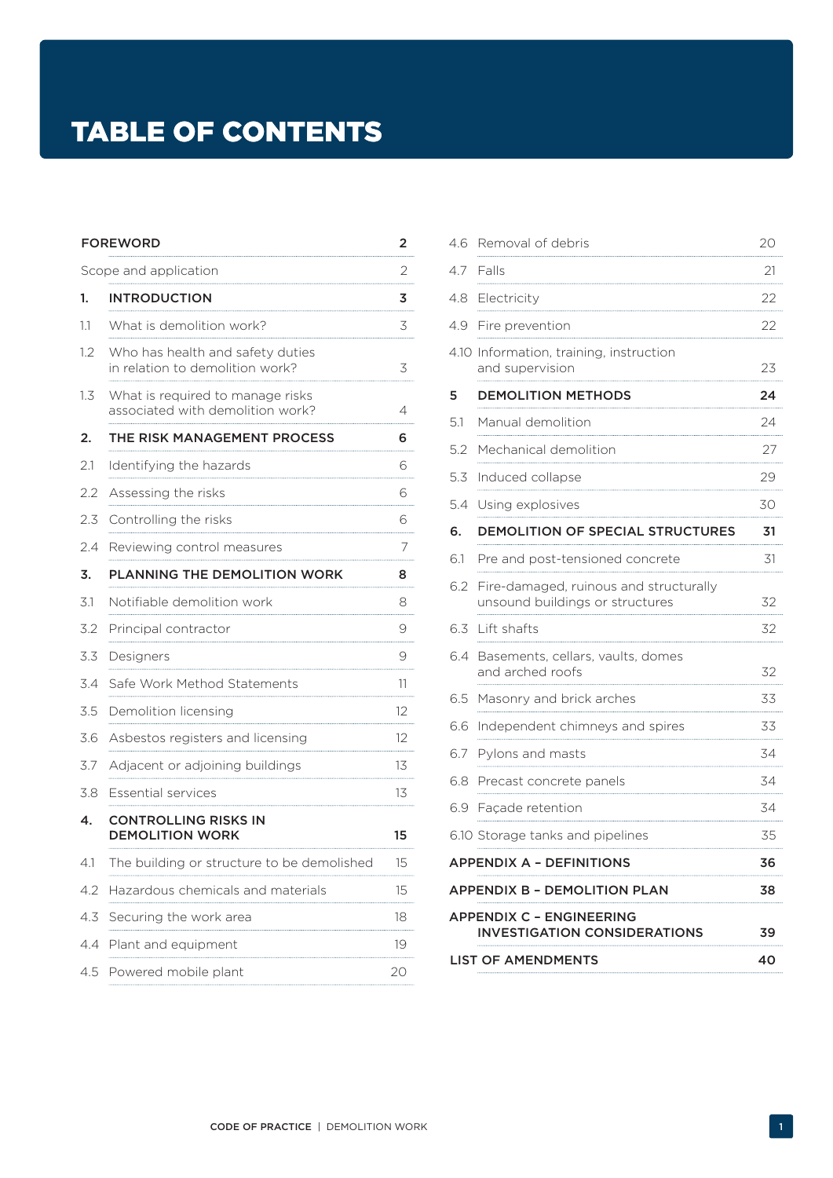# TABLE OF CONTENTS

| | | |
|---|---|---|
| **FOREWORD** | | **2** |
| Scope and application | | 2 |
| **1.** | **INTRODUCTION** | **3** |
| 1.1 | What is demolition work? | 3 |
| 1.2 | Who has health and safety duties in relation to demolition work? | 3 |
| 1.3 | What is required to manage risks associated with demolition work? | 4 |
| **2.** | **THE RISK MANAGEMENT PROCESS** | **6** |
| 2.1 | Identifying the hazards | 6 |
| 2.2 | Assessing the risks | 6 |
| 2.3 | Controlling the risks | 6 |
| 2.4 | Reviewing control measures | 7 |
| **3.** | **PLANNING THE DEMOLITION WORK** | **8** |
| 3.1 | Notifiable demolition work | 8 |
| 3.2 | Principal contractor | 9 |
| 3.3 | Designers | 9 |
| 3.4 | Safe Work Method Statements | 11 |
| 3.5 | Demolition licensing | 12 |
| 3.6 | Asbestos registers and licensing | 12 |
| 3.7 | Adjacent or adjoining buildings | 13 |
| 3.8 | Essential services | 13 |
| **4.** | **CONTROLLING RISKS IN DEMOLITION WORK** | **15** |
| 4.1 | The building or structure to be demolished | 15 |
| 4.2 | Hazardous chemicals and materials | 15 |
| 4.3 | Securing the work area | 18 |
| 4.4 | Plant and equipment | 19 |
| 4.5 | Powered mobile plant | 20 |
| 4.6 | Removal of debris | 20 |
| 4.7 | Falls | 21 |
| 4.8 | Electricity | 22 |
| 4.9 | Fire prevention | 22 |
| 4.10 | Information, training, instruction and supervision | 23 |
| **5** | **DEMOLITION METHODS** | **24** |
| 5.1 | Manual demolition | 24 |
| 5.2 | Mechanical demolition | 27 |
| 5.3 | Induced collapse | 29 |
| 5.4 | Using explosives | 30 |
| **6.** | **DEMOLITION OF SPECIAL STRUCTURES** | **31** |
| 6.1 | Pre and post-tensioned concrete | 31 |
| 6.2 | Fire-damaged, ruinous and structurally unsound buildings or structures | 32 |
| 6.3 | Lift shafts | 32 |
| 6.4 | Basements, cellars, vaults, domes and arched roofs | 32 |
| 6.5 | Masonry and brick arches | 33 |
| 6.6 | Independent chimneys and spires | 33 |
| 6.7 | Pylons and masts | 34 |
| 6.8 | Precast concrete panels | 34 |
| 6.9 | Façade retention | 34 |
| 6.10 | Storage tanks and pipelines | 35 |
| **APPENDIX A – DEFINITIONS** | | **36** |
| **APPENDIX B – DEMOLITION PLAN** | | **38** |
| **APPENDIX C – ENGINEERING INVESTIGATION CONSIDERATIONS** | | **39** |
| **LIST OF AMENDMENTS** | | **40** |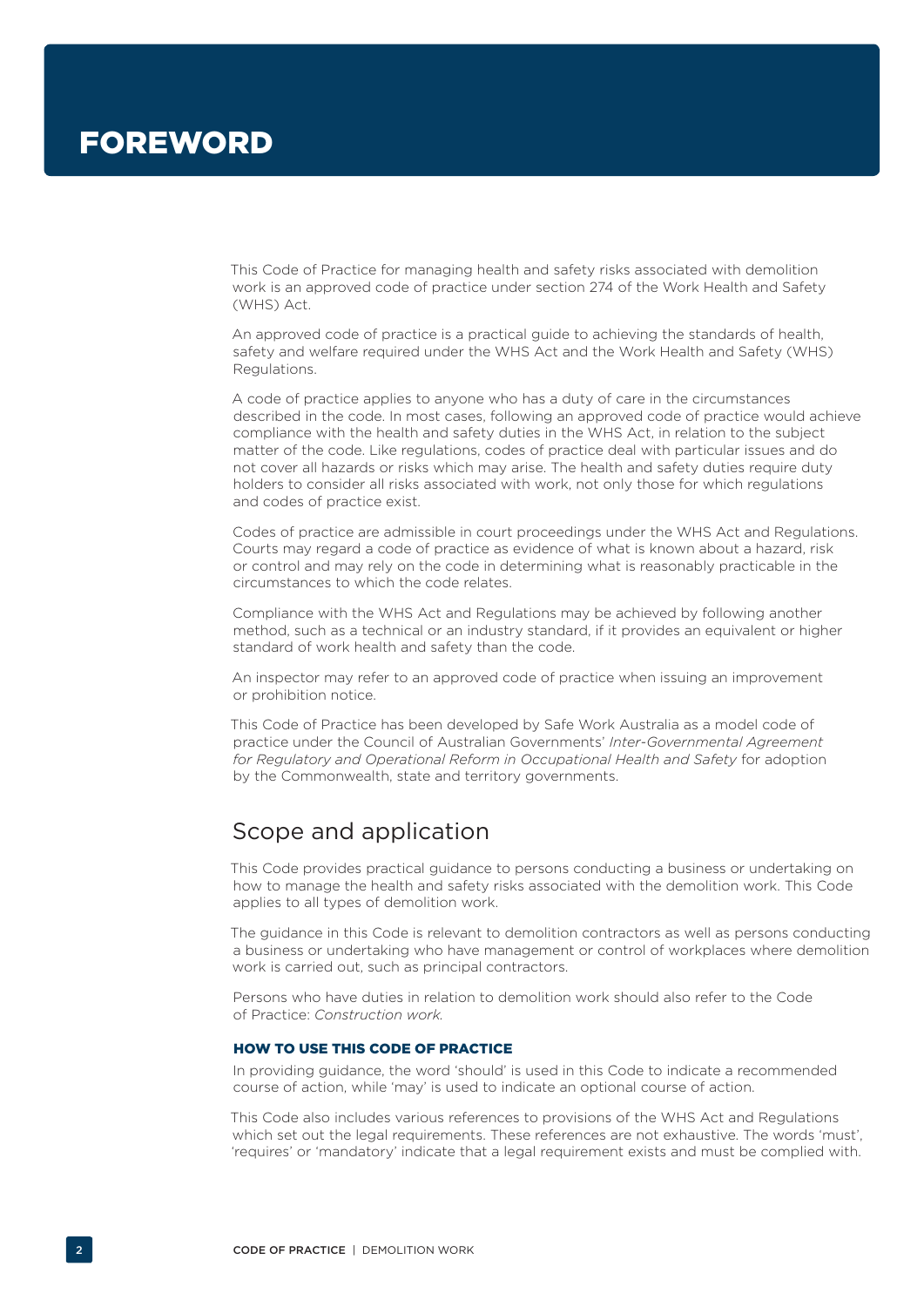# FOREWORD

This Code of Practice for managing health and safety risks associated with demolition work is an approved code of practice under section 274 of the Work Health and Safety (WHS) Act.

An approved code of practice is a practical guide to achieving the standards of health, safety and welfare required under the WHS Act and the Work Health and Safety (WHS) Regulations.

A code of practice applies to anyone who has a duty of care in the circumstances described in the code. In most cases, following an approved code of practice would achieve compliance with the health and safety duties in the WHS Act, in relation to the subject matter of the code. Like regulations, codes of practice deal with particular issues and do not cover all hazards or risks which may arise. The health and safety duties require duty holders to consider all risks associated with work, not only those for which regulations and codes of practice exist.

Codes of practice are admissible in court proceedings under the WHS Act and Regulations. Courts may regard a code of practice as evidence of what is known about a hazard, risk or control and may rely on the code in determining what is reasonably practicable in the circumstances to which the code relates.

Compliance with the WHS Act and Regulations may be achieved by following another method, such as a technical or an industry standard, if it provides an equivalent or higher standard of work health and safety than the code.

An inspector may refer to an approved code of practice when issuing an improvement or prohibition notice.

This Code of Practice has been developed by Safe Work Australia as a model code of practice under the Council of Australian Governments' *Inter-Governmental Agreement for Regulatory and Operational Reform in Occupational Health and Safety* for adoption by the Commonwealth, state and territory governments.

## Scope and application

This Code provides practical guidance to persons conducting a business or undertaking on how to manage the health and safety risks associated with the demolition work. This Code applies to all types of demolition work.

The guidance in this Code is relevant to demolition contractors as well as persons conducting a business or undertaking who have management or control of workplaces where demolition work is carried out, such as principal contractors.

Persons who have duties in relation to demolition work should also refer to the Code of Practice: *Construction work.*

### HOW TO USE THIS CODE OF PRACTICE

In providing guidance, the word 'should' is used in this Code to indicate a recommended course of action, while 'may' is used to indicate an optional course of action.

This Code also includes various references to provisions of the WHS Act and Regulations which set out the legal requirements. These references are not exhaustive. The words 'must', 'requires' or 'mandatory' indicate that a legal requirement exists and must be complied with.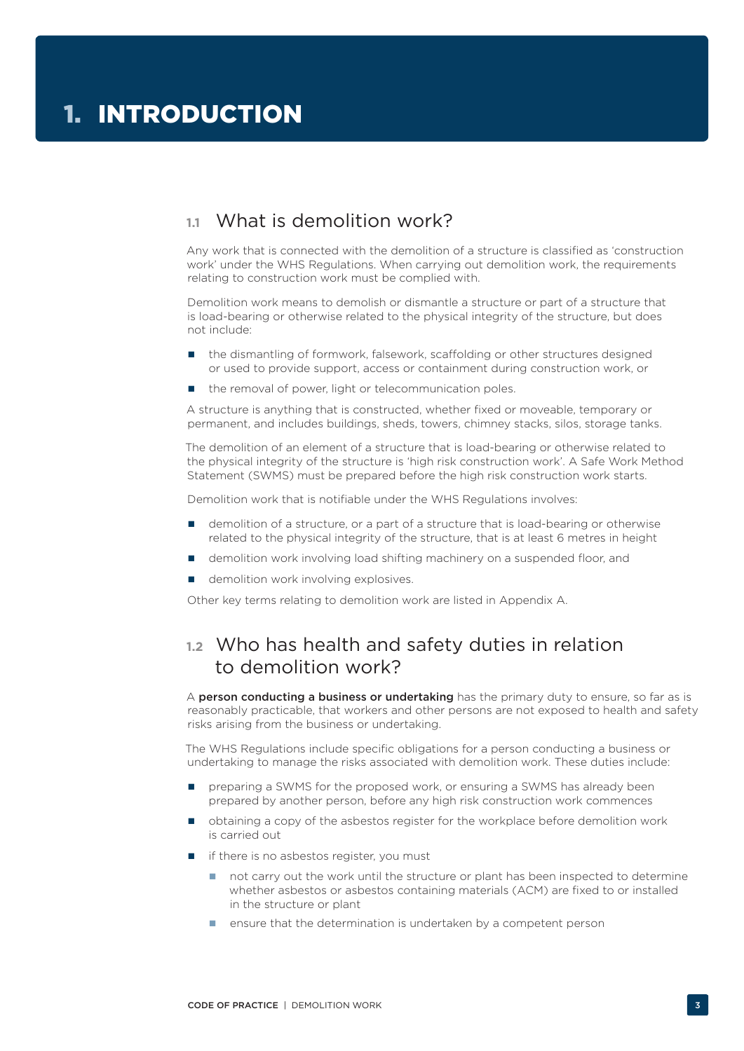# 1. INTRODUCTION

## 1.1 What is demolition work?

Any work that is connected with the demolition of a structure is classified as 'construction work' under the WHS Regulations. When carrying out demolition work, the requirements relating to construction work must be complied with.

Demolition work means to demolish or dismantle a structure or part of a structure that is load-bearing or otherwise related to the physical integrity of the structure, but does not include:

- the dismantling of formwork, falsework, scaffolding or other structures designed or used to provide support, access or containment during construction work, or
- the removal of power, light or telecommunication poles.

A structure is anything that is constructed, whether fixed or moveable, temporary or permanent, and includes buildings, sheds, towers, chimney stacks, silos, storage tanks.

The demolition of an element of a structure that is load-bearing or otherwise related to the physical integrity of the structure is 'high risk construction work'. A Safe Work Method Statement (SWMS) must be prepared before the high risk construction work starts.

Demolition work that is notifiable under the WHS Regulations involves:

- demolition of a structure, or a part of a structure that is load-bearing or otherwise related to the physical integrity of the structure, that is at least 6 metres in height
- demolition work involving load shifting machinery on a suspended floor, and
- demolition work involving explosives.

Other key terms relating to demolition work are listed in Appendix A.

## 1.2 Who has health and safety duties in relation to demolition work?

A **person conducting a business or undertaking** has the primary duty to ensure, so far as is reasonably practicable, that workers and other persons are not exposed to health and safety risks arising from the business or undertaking.

The WHS Regulations include specific obligations for a person conducting a business or undertaking to manage the risks associated with demolition work. These duties include:

- preparing a SWMS for the proposed work, or ensuring a SWMS has already been prepared by another person, before any high risk construction work commences
- obtaining a copy of the asbestos register for the workplace before demolition work is carried out
- if there is no asbestos register, you must
  - not carry out the work until the structure or plant has been inspected to determine whether asbestos or asbestos containing materials (ACM) are fixed to or installed in the structure or plant
  - ensure that the determination is undertaken by a competent person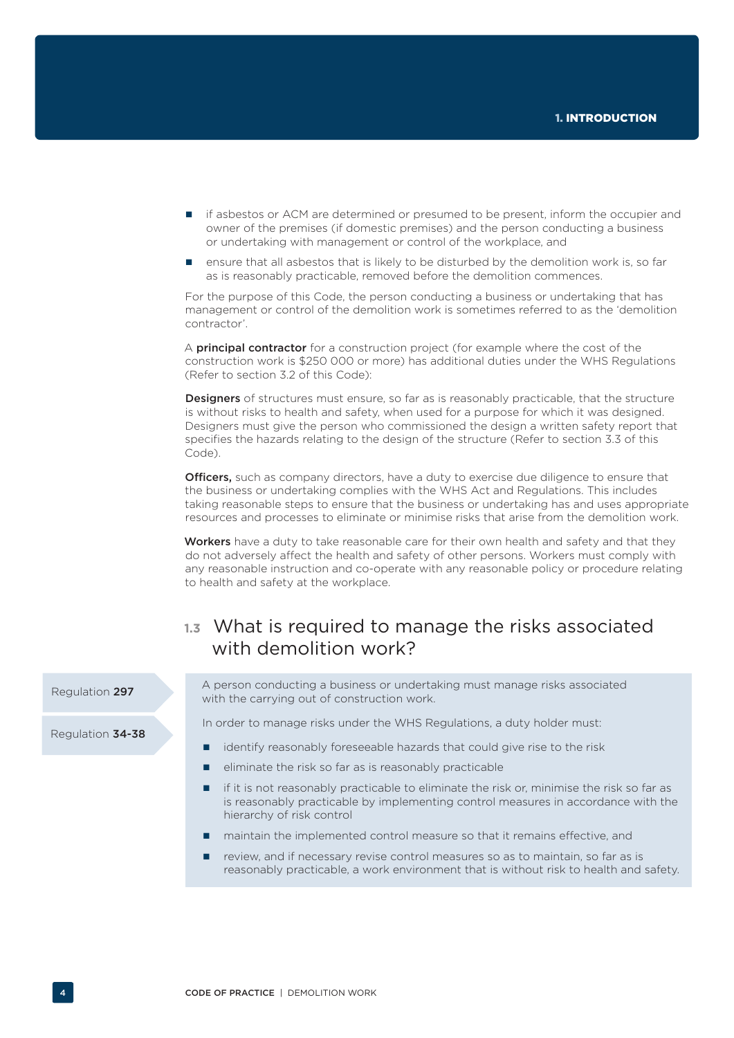- if asbestos or ACM are determined or presumed to be present, inform the occupier and owner of the premises (if domestic premises) and the person conducting a business or undertaking with management or control of the workplace, and
- ensure that all asbestos that is likely to be disturbed by the demolition work is, so far as is reasonably practicable, removed before the demolition commences.

For the purpose of this Code, the person conducting a business or undertaking that has management or control of the demolition work is sometimes referred to as the 'demolition contractor'.

A **principal contractor** for a construction project (for example where the cost of the construction work is $250 000 or more) has additional duties under the WHS Regulations (Refer to section 3.2 of this Code):

**Designers** of structures must ensure, so far as is reasonably practicable, that the structure is without risks to health and safety, when used for a purpose for which it was designed. Designers must give the person who commissioned the design a written safety report that specifies the hazards relating to the design of the structure (Refer to section 3.3 of this Code).

**Officers,** such as company directors, have a duty to exercise due diligence to ensure that the business or undertaking complies with the WHS Act and Regulations. This includes taking reasonable steps to ensure that the business or undertaking has and uses appropriate resources and processes to eliminate or minimise risks that arise from the demolition work.

**Workers** have a duty to take reasonable care for their own health and safety and that they do not adversely affect the health and safety of other persons. Workers must comply with any reasonable instruction and co-operate with any reasonable policy or procedure relating to health and safety at the workplace.

## 1.3 What is required to manage the risks associated with demolition work?

Regulation **297**

Regulation **34-38**

A person conducting a business or undertaking must manage risks associated with the carrying out of construction work.

In order to manage risks under the WHS Regulations, a duty holder must:

- identify reasonably foreseeable hazards that could give rise to the risk
- eliminate the risk so far as is reasonably practicable
- if it is not reasonably practicable to eliminate the risk or, minimise the risk so far as is reasonably practicable by implementing control measures in accordance with the hierarchy of risk control
- maintain the implemented control measure so that it remains effective, and
- review, and if necessary revise control measures so as to maintain, so far as is reasonably practicable, a work environment that is without risk to health and safety.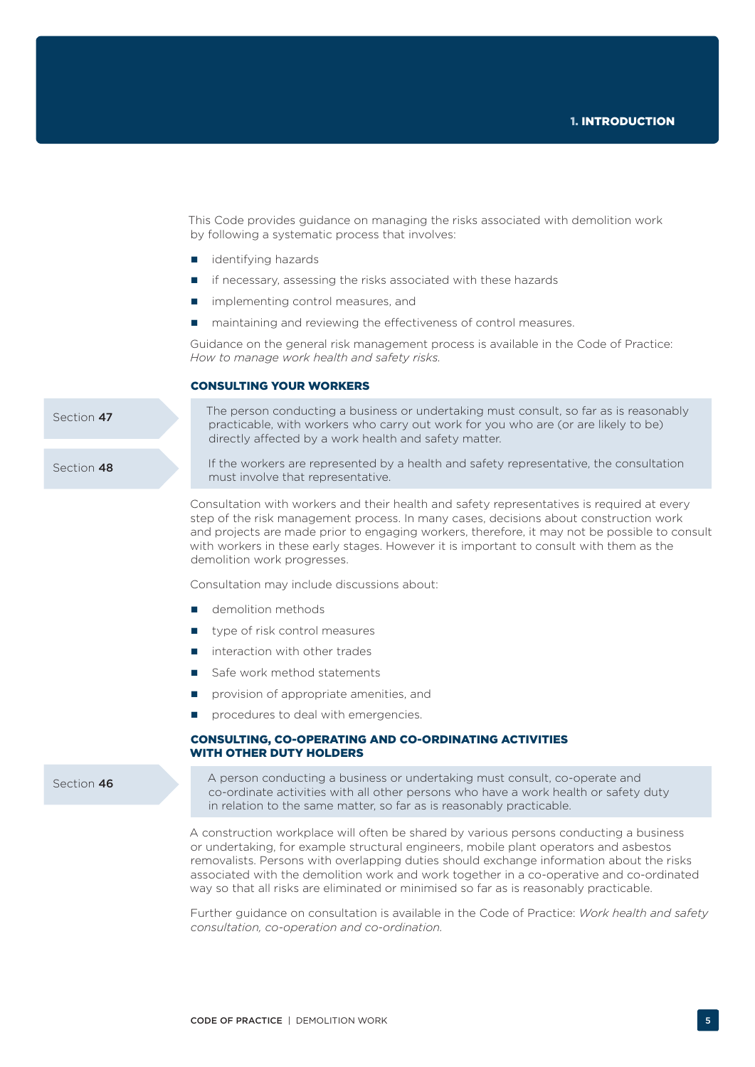# 1. INTRODUCTION

This Code provides guidance on managing the risks associated with demolition work by following a systematic process that involves:

- identifying hazards
- if necessary, assessing the risks associated with these hazards
- implementing control measures, and
- maintaining and reviewing the effectiveness of control measures.

Guidance on the general risk management process is available in the Code of Practice: *How to manage work health and safety risks.*

### CONSULTING YOUR WORKERS

Section **47**

> The person conducting a business or undertaking must consult, so far as is reasonably practicable, with workers who carry out work for you who are (or are likely to be) directly affected by a work health and safety matter.

Section **48**

> If the workers are represented by a health and safety representative, the consultation must involve that representative.

Consultation with workers and their health and safety representatives is required at every step of the risk management process. In many cases, decisions about construction work and projects are made prior to engaging workers, therefore, it may not be possible to consult with workers in these early stages. However it is important to consult with them as the demolition work progresses.

Consultation may include discussions about:

- demolition methods
- type of risk control measures
- interaction with other trades
- Safe work method statements
- provision of appropriate amenities, and
- procedures to deal with emergencies.

### CONSULTING, CO-OPERATING AND CO-ORDINATING ACTIVITIES WITH OTHER DUTY HOLDERS

Section **46**

> A person conducting a business or undertaking must consult, co-operate and co-ordinate activities with all other persons who have a work health or safety duty in relation to the same matter, so far as is reasonably practicable.

A construction workplace will often be shared by various persons conducting a business or undertaking, for example structural engineers, mobile plant operators and asbestos removalists. Persons with overlapping duties should exchange information about the risks associated with the demolition work and work together in a co-operative and co-ordinated way so that all risks are eliminated or minimised so far as is reasonably practicable.

Further guidance on consultation is available in the Code of Practice: *Work health and safety consultation, co-operation and co-ordination.*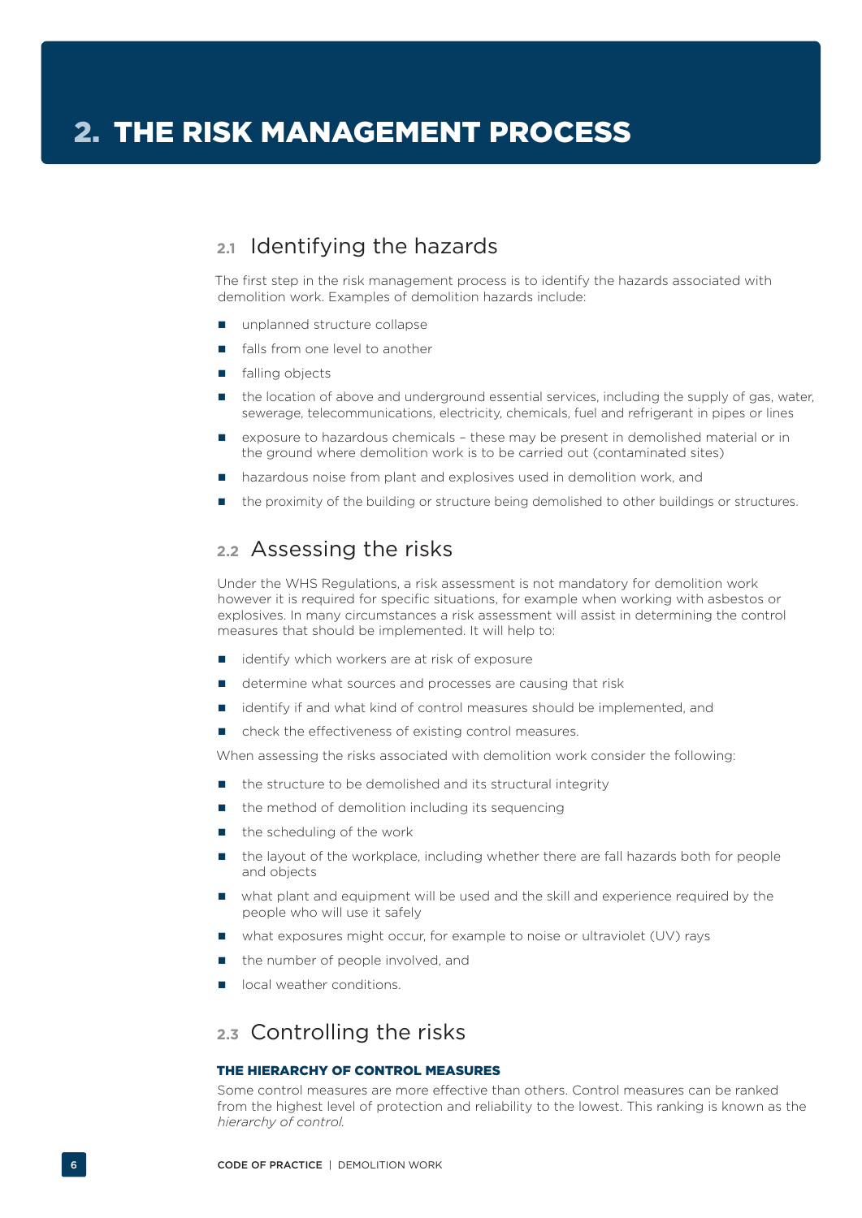# 2. THE RISK MANAGEMENT PROCESS

## 2.1 Identifying the hazards

The first step in the risk management process is to identify the hazards associated with demolition work. Examples of demolition hazards include:

- unplanned structure collapse
- falls from one level to another
- falling objects
- the location of above and underground essential services, including the supply of gas, water, sewerage, telecommunications, electricity, chemicals, fuel and refrigerant in pipes or lines
- exposure to hazardous chemicals – these may be present in demolished material or in the ground where demolition work is to be carried out (contaminated sites)
- hazardous noise from plant and explosives used in demolition work, and
- the proximity of the building or structure being demolished to other buildings or structures.

## 2.2 Assessing the risks

Under the WHS Regulations, a risk assessment is not mandatory for demolition work however it is required for specific situations, for example when working with asbestos or explosives. In many circumstances a risk assessment will assist in determining the control measures that should be implemented. It will help to:

- identify which workers are at risk of exposure
- determine what sources and processes are causing that risk
- identify if and what kind of control measures should be implemented, and
- check the effectiveness of existing control measures.

When assessing the risks associated with demolition work consider the following:

- the structure to be demolished and its structural integrity
- the method of demolition including its sequencing
- the scheduling of the work
- the layout of the workplace, including whether there are fall hazards both for people and objects
- what plant and equipment will be used and the skill and experience required by the people who will use it safely
- what exposures might occur, for example to noise or ultraviolet (UV) rays
- the number of people involved, and
- local weather conditions.

## 2.3 Controlling the risks

### THE HIERARCHY OF CONTROL MEASURES

Some control measures are more effective than others. Control measures can be ranked from the highest level of protection and reliability to the lowest. This ranking is known as the *hierarchy of control*.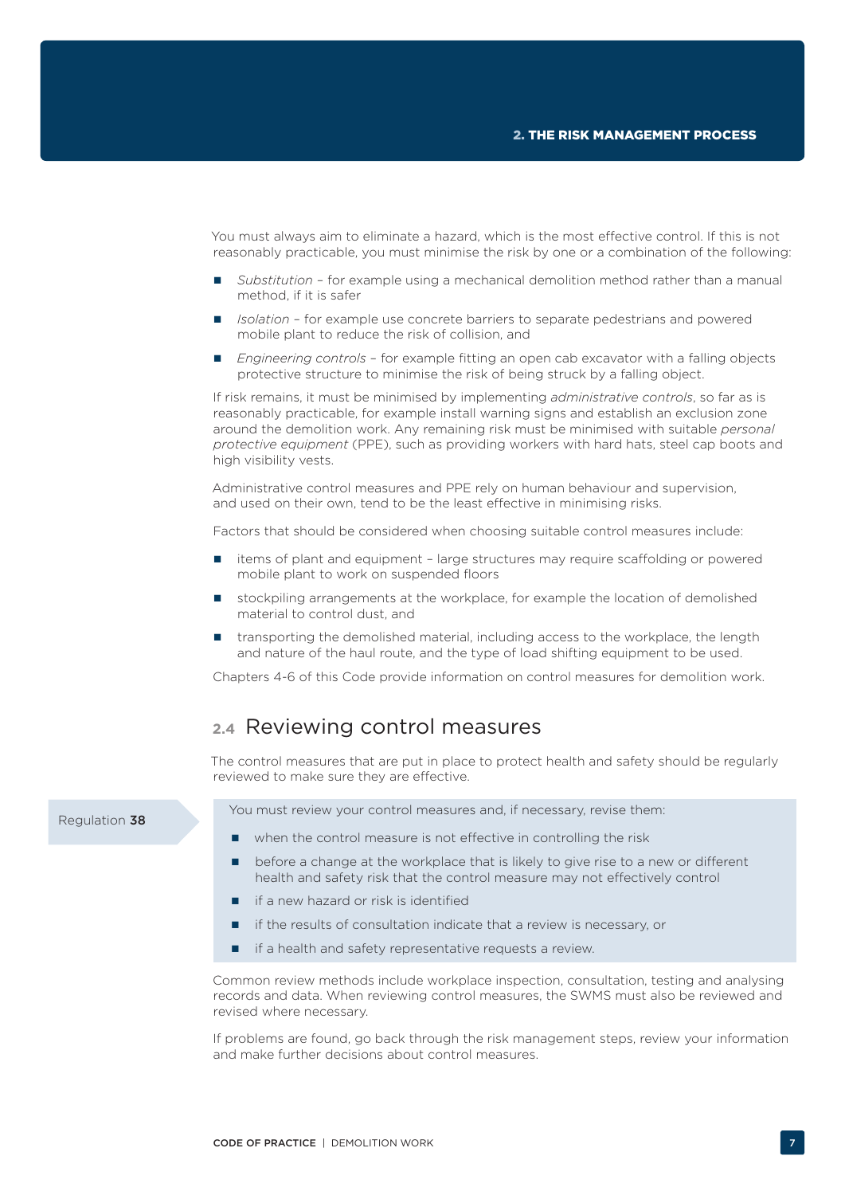You must always aim to eliminate a hazard, which is the most effective control. If this is not reasonably practicable, you must minimise the risk by one or a combination of the following:

- *Substitution* – for example using a mechanical demolition method rather than a manual method, if it is safer
- *Isolation* – for example use concrete barriers to separate pedestrians and powered mobile plant to reduce the risk of collision, and
- *Engineering controls* – for example fitting an open cab excavator with a falling objects protective structure to minimise the risk of being struck by a falling object.

If risk remains, it must be minimised by implementing *administrative controls*, so far as is reasonably practicable, for example install warning signs and establish an exclusion zone around the demolition work. Any remaining risk must be minimised with suitable *personal protective equipment* (PPE), such as providing workers with hard hats, steel cap boots and high visibility vests.

Administrative control measures and PPE rely on human behaviour and supervision, and used on their own, tend to be the least effective in minimising risks.

Factors that should be considered when choosing suitable control measures include:

- items of plant and equipment – large structures may require scaffolding or powered mobile plant to work on suspended floors
- stockpiling arrangements at the workplace, for example the location of demolished material to control dust, and
- transporting the demolished material, including access to the workplace, the length and nature of the haul route, and the type of load shifting equipment to be used.

Chapters 4-6 of this Code provide information on control measures for demolition work.

## 2.4 Reviewing control measures

The control measures that are put in place to protect health and safety should be regularly reviewed to make sure they are effective.

Regulation **38**

You must review your control measures and, if necessary, revise them:

- when the control measure is not effective in controlling the risk
- before a change at the workplace that is likely to give rise to a new or different health and safety risk that the control measure may not effectively control
- if a new hazard or risk is identified
- if the results of consultation indicate that a review is necessary, or
- if a health and safety representative requests a review.

Common review methods include workplace inspection, consultation, testing and analysing records and data. When reviewing control measures, the SWMS must also be reviewed and revised where necessary.

If problems are found, go back through the risk management steps, review your information and make further decisions about control measures.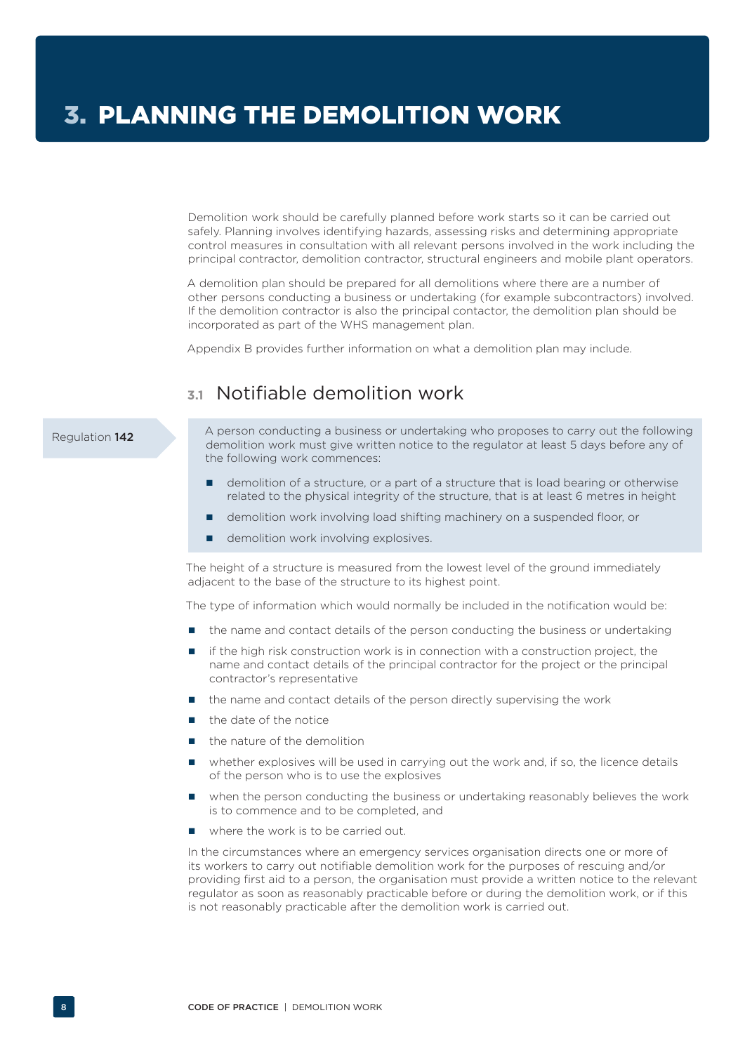# 3. PLANNING THE DEMOLITION WORK

Demolition work should be carefully planned before work starts so it can be carried out safely. Planning involves identifying hazards, assessing risks and determining appropriate control measures in consultation with all relevant persons involved in the work including the principal contractor, demolition contractor, structural engineers and mobile plant operators.

A demolition plan should be prepared for all demolitions where there are a number of other persons conducting a business or undertaking (for example subcontractors) involved. If the demolition contractor is also the principal contactor, the demolition plan should be incorporated as part of the WHS management plan.

Appendix B provides further information on what a demolition plan may include.

## 3.1 Notifiable demolition work

Regulation **142**

> A person conducting a business or undertaking who proposes to carry out the following demolition work must give written notice to the regulator at least 5 days before any of the following work commences:
>
> - demolition of a structure, or a part of a structure that is load bearing or otherwise related to the physical integrity of the structure, that is at least 6 metres in height
> - demolition work involving load shifting machinery on a suspended floor, or
> - demolition work involving explosives.

The height of a structure is measured from the lowest level of the ground immediately adjacent to the base of the structure to its highest point.

The type of information which would normally be included in the notification would be:

- the name and contact details of the person conducting the business or undertaking
- if the high risk construction work is in connection with a construction project, the name and contact details of the principal contractor for the project or the principal contractor's representative
- the name and contact details of the person directly supervising the work
- the date of the notice
- the nature of the demolition
- whether explosives will be used in carrying out the work and, if so, the licence details of the person who is to use the explosives
- when the person conducting the business or undertaking reasonably believes the work is to commence and to be completed, and
- where the work is to be carried out.

In the circumstances where an emergency services organisation directs one or more of its workers to carry out notifiable demolition work for the purposes of rescuing and/or providing first aid to a person, the organisation must provide a written notice to the relevant regulator as soon as reasonably practicable before or during the demolition work, or if this is not reasonably practicable after the demolition work is carried out.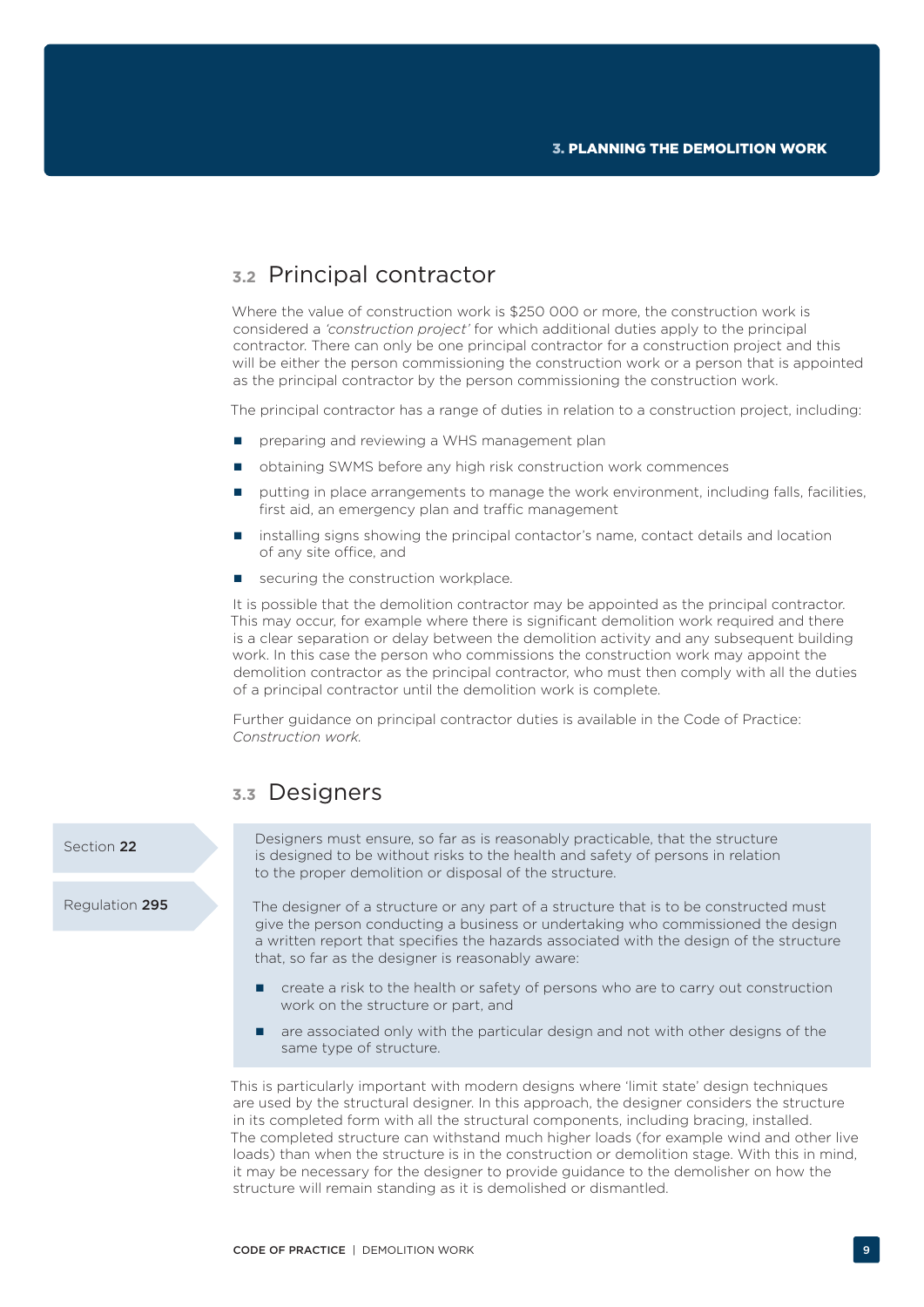## 3.2 Principal contractor

Where the value of construction work is $250 000 or more, the construction work is considered a *'construction project'* for which additional duties apply to the principal contractor. There can only be one principal contractor for a construction project and this will be either the person commissioning the construction work or a person that is appointed as the principal contractor by the person commissioning the construction work.

The principal contractor has a range of duties in relation to a construction project, including:

- preparing and reviewing a WHS management plan
- obtaining SWMS before any high risk construction work commences
- putting in place arrangements to manage the work environment, including falls, facilities, first aid, an emergency plan and traffic management
- installing signs showing the principal contactor's name, contact details and location of any site office, and
- securing the construction workplace.

It is possible that the demolition contractor may be appointed as the principal contractor. This may occur, for example where there is significant demolition work required and there is a clear separation or delay between the demolition activity and any subsequent building work. In this case the person who commissions the construction work may appoint the demolition contractor as the principal contractor, who must then comply with all the duties of a principal contractor until the demolition work is complete.

Further guidance on principal contractor duties is available in the Code of Practice: *Construction work.*

## 3.3 Designers

Section **22**

Designers must ensure, so far as is reasonably practicable, that the structure is designed to be without risks to the health and safety of persons in relation to the proper demolition or disposal of the structure.

Regulation **295**

The designer of a structure or any part of a structure that is to be constructed must give the person conducting a business or undertaking who commissioned the design a written report that specifies the hazards associated with the design of the structure that, so far as the designer is reasonably aware:

- create a risk to the health or safety of persons who are to carry out construction work on the structure or part, and
- are associated only with the particular design and not with other designs of the same type of structure.

This is particularly important with modern designs where 'limit state' design techniques are used by the structural designer. In this approach, the designer considers the structure in its completed form with all the structural components, including bracing, installed. The completed structure can withstand much higher loads (for example wind and other live loads) than when the structure is in the construction or demolition stage. With this in mind, it may be necessary for the designer to provide guidance to the demolisher on how the structure will remain standing as it is demolished or dismantled.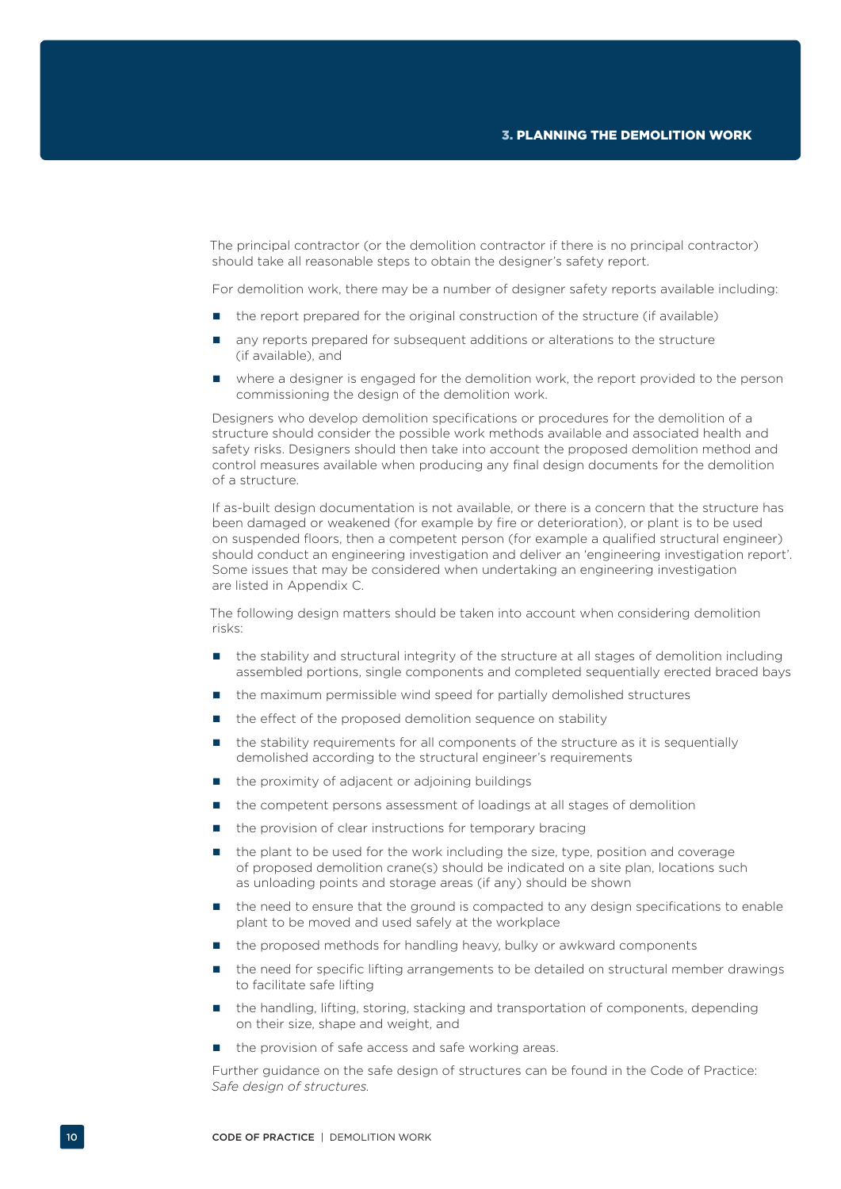The principal contractor (or the demolition contractor if there is no principal contractor) should take all reasonable steps to obtain the designer's safety report.

For demolition work, there may be a number of designer safety reports available including:

- the report prepared for the original construction of the structure (if available)
- any reports prepared for subsequent additions or alterations to the structure (if available), and
- where a designer is engaged for the demolition work, the report provided to the person commissioning the design of the demolition work.

Designers who develop demolition specifications or procedures for the demolition of a structure should consider the possible work methods available and associated health and safety risks. Designers should then take into account the proposed demolition method and control measures available when producing any final design documents for the demolition of a structure.

If as-built design documentation is not available, or there is a concern that the structure has been damaged or weakened (for example by fire or deterioration), or plant is to be used on suspended floors, then a competent person (for example a qualified structural engineer) should conduct an engineering investigation and deliver an 'engineering investigation report'. Some issues that may be considered when undertaking an engineering investigation are listed in Appendix C.

The following design matters should be taken into account when considering demolition risks:

- the stability and structural integrity of the structure at all stages of demolition including assembled portions, single components and completed sequentially erected braced bays
- the maximum permissible wind speed for partially demolished structures
- the effect of the proposed demolition sequence on stability
- the stability requirements for all components of the structure as it is sequentially demolished according to the structural engineer's requirements
- the proximity of adjacent or adjoining buildings
- the competent persons assessment of loadings at all stages of demolition
- the provision of clear instructions for temporary bracing
- the plant to be used for the work including the size, type, position and coverage of proposed demolition crane(s) should be indicated on a site plan, locations such as unloading points and storage areas (if any) should be shown
- the need to ensure that the ground is compacted to any design specifications to enable plant to be moved and used safely at the workplace
- the proposed methods for handling heavy, bulky or awkward components
- the need for specific lifting arrangements to be detailed on structural member drawings to facilitate safe lifting
- the handling, lifting, storing, stacking and transportation of components, depending on their size, shape and weight, and
- the provision of safe access and safe working areas.

Further guidance on the safe design of structures can be found in the Code of Practice: *Safe design of structures.*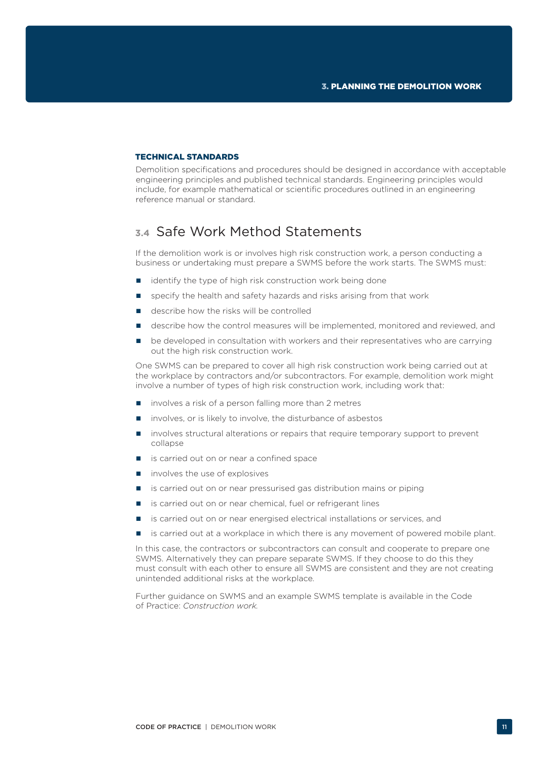### TECHNICAL STANDARDS

Demolition specifications and procedures should be designed in accordance with acceptable engineering principles and published technical standards. Engineering principles would include, for example mathematical or scientific procedures outlined in an engineering reference manual or standard.

## 3.4 Safe Work Method Statements

If the demolition work is or involves high risk construction work, a person conducting a business or undertaking must prepare a SWMS before the work starts. The SWMS must:

- identify the type of high risk construction work being done
- specify the health and safety hazards and risks arising from that work
- describe how the risks will be controlled
- describe how the control measures will be implemented, monitored and reviewed, and
- be developed in consultation with workers and their representatives who are carrying out the high risk construction work.

One SWMS can be prepared to cover all high risk construction work being carried out at the workplace by contractors and/or subcontractors. For example, demolition work might involve a number of types of high risk construction work, including work that:

- involves a risk of a person falling more than 2 metres
- involves, or is likely to involve, the disturbance of asbestos
- involves structural alterations or repairs that require temporary support to prevent collapse
- is carried out on or near a confined space
- involves the use of explosives
- is carried out on or near pressurised gas distribution mains or piping
- is carried out on or near chemical, fuel or refrigerant lines
- is carried out on or near energised electrical installations or services, and
- is carried out at a workplace in which there is any movement of powered mobile plant.

In this case, the contractors or subcontractors can consult and cooperate to prepare one SWMS. Alternatively they can prepare separate SWMS. If they choose to do this they must consult with each other to ensure all SWMS are consistent and they are not creating unintended additional risks at the workplace.

Further guidance on SWMS and an example SWMS template is available in the Code of Practice: *Construction work.*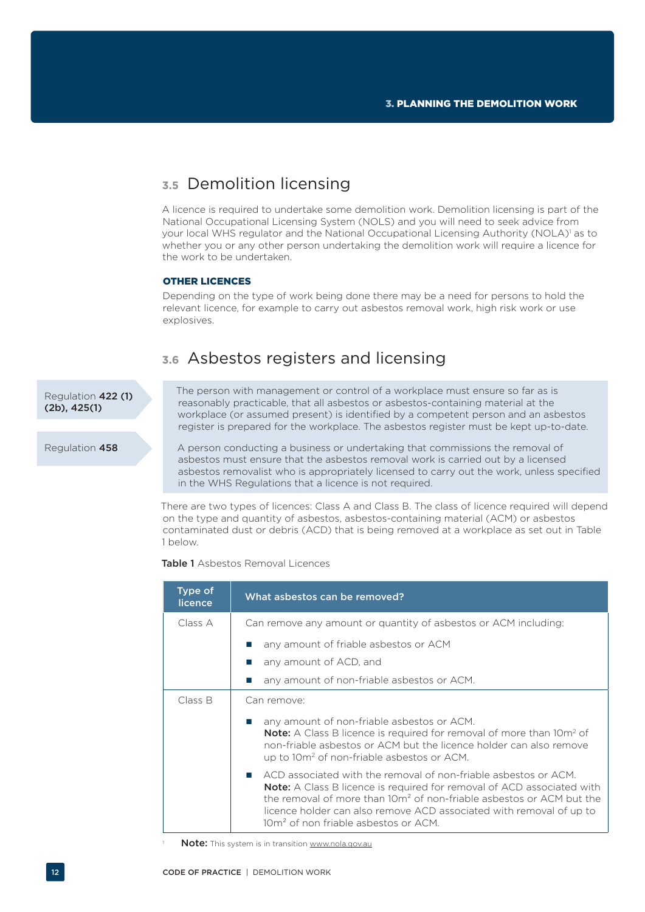## 3.5 Demolition licensing

A licence is required to undertake some demolition work. Demolition licensing is part of the National Occupational Licensing System (NOLS) and you will need to seek advice from your local WHS regulator and the National Occupational Licensing Authority (NOLA)[1] as to whether you or any other person undertaking the demolition work will require a licence for the work to be undertaken.

**OTHER LICENCES**

Depending on the type of work being done there may be a need for persons to hold the relevant licence, for example to carry out asbestos removal work, high risk work or use explosives.

## 3.6 Asbestos registers and licensing

Regulation **422 (1) (2b), 425(1)**

The person with management or control of a workplace must ensure so far as is reasonably practicable, that all asbestos or asbestos-containing material at the workplace (or assumed present) is identified by a competent person and an asbestos register is prepared for the workplace. The asbestos register must be kept up-to-date.

Regulation **458**

A person conducting a business or undertaking that commissions the removal of asbestos must ensure that the asbestos removal work is carried out by a licensed asbestos removalist who is appropriately licensed to carry out the work, unless specified in the WHS Regulations that a licence is not required.

There are two types of licences: Class A and Class B. The class of licence required will depend on the type and quantity of asbestos, asbestos-containing material (ACM) or asbestos contaminated dust or debris (ACD) that is being removed at a workplace as set out in Table 1 below.

**Table 1** Asbestos Removal Licences

| Type of licence | What asbestos can be removed? |
|---|---|
| Class A | Can remove any amount or quantity of asbestos or ACM including:<br>- any amount of friable asbestos or ACM<br>- any amount of ACD, and<br>- any amount of non-friable asbestos or ACM. |
| Class B | Can remove:<br>- any amount of non-friable asbestos or ACM.<br>**Note:** A Class B licence is required for removal of more than 10m² of non-friable asbestos or ACM but the licence holder can also remove up to 10m² of non-friable asbestos or ACM.<br>- ACD associated with the removal of non-friable asbestos or ACM.<br>**Note:** A Class B licence is required for removal of ACD associated with the removal of more than 10m² of non-friable asbestos or ACM but the licence holder can also remove ACD associated with removal of up to 10m² of non friable asbestos or ACM. |

[1] **Note:** This system is in transition www.nola.gov.au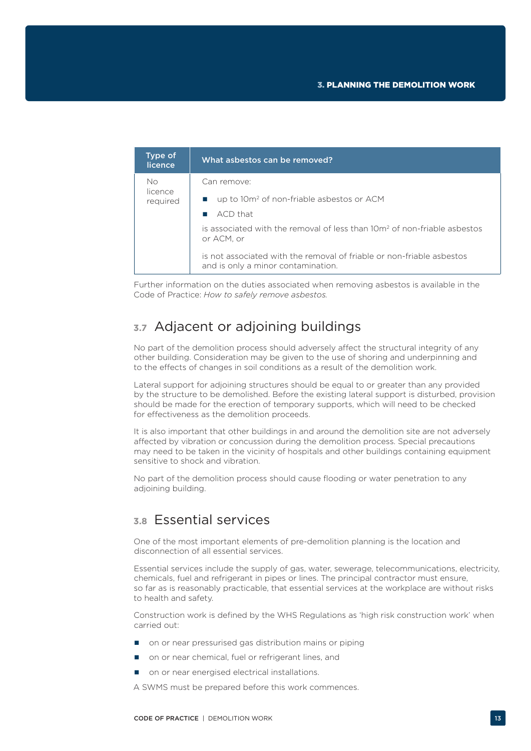| Type of licence | What asbestos can be removed? |
| --- | --- |
| No licence required | Can remove:<br>■ up to 10m² of non-friable asbestos or ACM<br>■ ACD that<br>is associated with the removal of less than 10m² of non-friable asbestos or ACM, or<br>is not associated with the removal of friable or non-friable asbestos and is only a minor contamination. |

Further information on the duties associated when removing asbestos is available in the Code of Practice: *How to safely remove asbestos.*

## 3.7 Adjacent or adjoining buildings

No part of the demolition process should adversely affect the structural integrity of any other building. Consideration may be given to the use of shoring and underpinning and to the effects of changes in soil conditions as a result of the demolition work.

Lateral support for adjoining structures should be equal to or greater than any provided by the structure to be demolished. Before the existing lateral support is disturbed, provision should be made for the erection of temporary supports, which will need to be checked for effectiveness as the demolition proceeds.

It is also important that other buildings in and around the demolition site are not adversely affected by vibration or concussion during the demolition process. Special precautions may need to be taken in the vicinity of hospitals and other buildings containing equipment sensitive to shock and vibration.

No part of the demolition process should cause flooding or water penetration to any adjoining building.

## 3.8 Essential services

One of the most important elements of pre-demolition planning is the location and disconnection of all essential services.

Essential services include the supply of gas, water, sewerage, telecommunications, electricity, chemicals, fuel and refrigerant in pipes or lines. The principal contractor must ensure, so far as is reasonably practicable, that essential services at the workplace are without risks to health and safety.

Construction work is defined by the WHS Regulations as 'high risk construction work' when carried out:

- on or near pressurised gas distribution mains or piping
- on or near chemical, fuel or refrigerant lines, and
- on or near energised electrical installations.

A SWMS must be prepared before this work commences.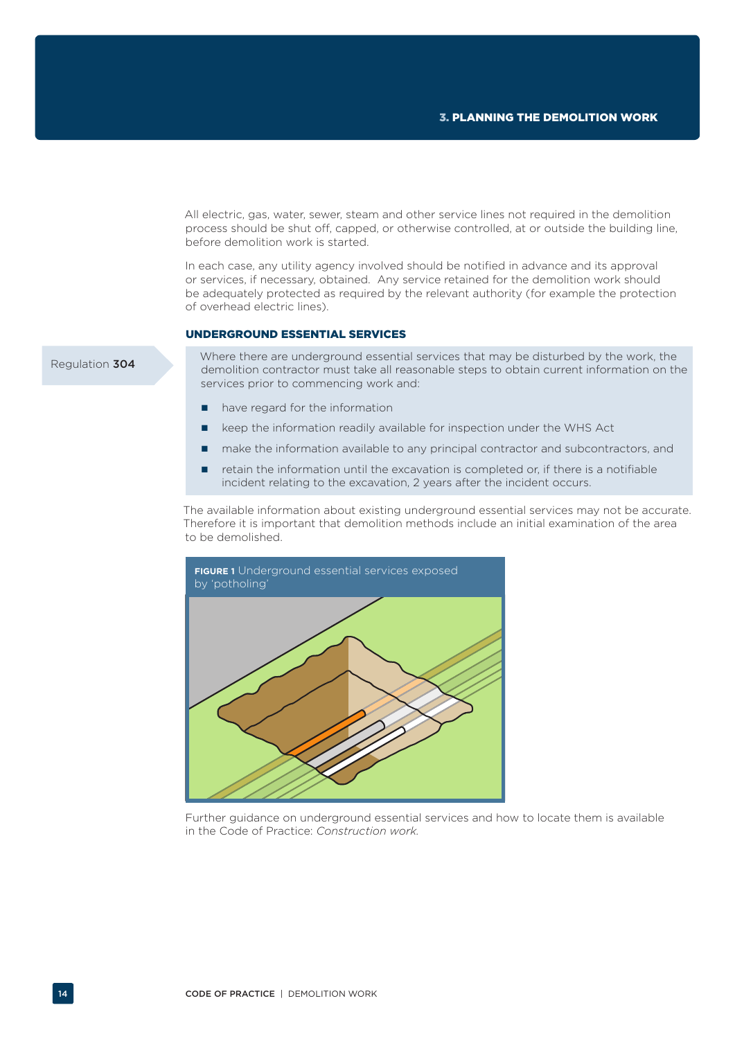All electric, gas, water, sewer, steam and other service lines not required in the demolition process should be shut off, capped, or otherwise controlled, at or outside the building line, before demolition work is started.

In each case, any utility agency involved should be notified in advance and its approval or services, if necessary, obtained. Any service retained for the demolition work should be adequately protected as required by the relevant authority (for example the protection of overhead electric lines).

### UNDERGROUND ESSENTIAL SERVICES

Regulation **304**

Where there are underground essential services that may be disturbed by the work, the demolition contractor must take all reasonable steps to obtain current information on the services prior to commencing work and:

- have regard for the information
- keep the information readily available for inspection under the WHS Act
- make the information available to any principal contractor and subcontractors, and
- retain the information until the excavation is completed or, if there is a notifiable incident relating to the excavation, 2 years after the incident occurs.

The available information about existing underground essential services may not be accurate. Therefore it is important that demolition methods include an initial examination of the area to be demolished.

**FIGURE 1** Underground essential services exposed by 'potholing'

Further guidance on underground essential services and how to locate them is available in the Code of Practice: *Construction work.*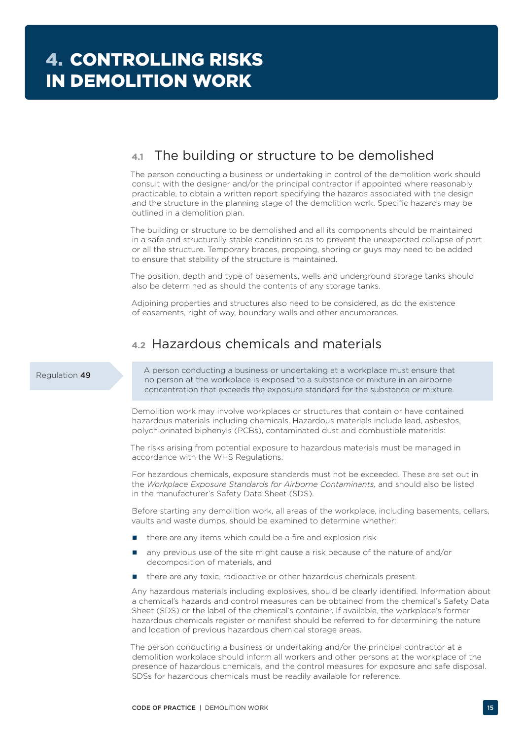# 4. CONTROLLING RISKS IN DEMOLITION WORK

## 4.1 The building or structure to be demolished

The person conducting a business or undertaking in control of the demolition work should consult with the designer and/or the principal contractor if appointed where reasonably practicable, to obtain a written report specifying the hazards associated with the design and the structure in the planning stage of the demolition work. Specific hazards may be outlined in a demolition plan.

The building or structure to be demolished and all its components should be maintained in a safe and structurally stable condition so as to prevent the unexpected collapse of part or all the structure. Temporary braces, propping, shoring or guys may need to be added to ensure that stability of the structure is maintained.

The position, depth and type of basements, wells and underground storage tanks should also be determined as should the contents of any storage tanks.

Adjoining properties and structures also need to be considered, as do the existence of easements, right of way, boundary walls and other encumbrances.

## 4.2 Hazardous chemicals and materials

Regulation **49**

> A person conducting a business or undertaking at a workplace must ensure that no person at the workplace is exposed to a substance or mixture in an airborne concentration that exceeds the exposure standard for the substance or mixture.

Demolition work may involve workplaces or structures that contain or have contained hazardous materials including chemicals. Hazardous materials include lead, asbestos, polychlorinated biphenyls (PCBs), contaminated dust and combustible materials:

The risks arising from potential exposure to hazardous materials must be managed in accordance with the WHS Regulations.

For hazardous chemicals, exposure standards must not be exceeded. These are set out in the *Workplace Exposure Standards for Airborne Contaminants,* and should also be listed in the manufacturer's Safety Data Sheet (SDS).

Before starting any demolition work, all areas of the workplace, including basements, cellars, vaults and waste dumps, should be examined to determine whether:

- there are any items which could be a fire and explosion risk
- any previous use of the site might cause a risk because of the nature of and/or decomposition of materials, and
- there are any toxic, radioactive or other hazardous chemicals present.

Any hazardous materials including explosives, should be clearly identified. Information about a chemical's hazards and control measures can be obtained from the chemical's Safety Data Sheet (SDS) or the label of the chemical's container. If available, the workplace's former hazardous chemicals register or manifest should be referred to for determining the nature and location of previous hazardous chemical storage areas.

The person conducting a business or undertaking and/or the principal contractor at a demolition workplace should inform all workers and other persons at the workplace of the presence of hazardous chemicals, and the control measures for exposure and safe disposal. SDSs for hazardous chemicals must be readily available for reference.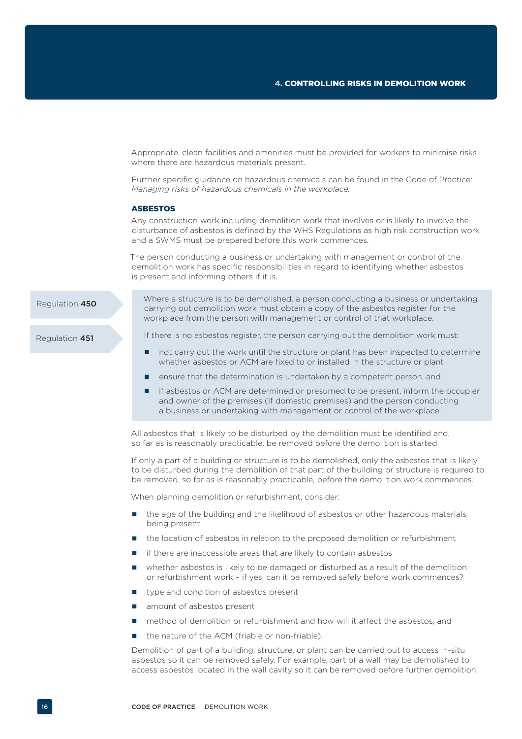Appropriate, clean facilities and amenities must be provided for workers to minimise risks where there are hazardous materials present.

Further specific guidance on hazardous chemicals can be found in the Code of Practice: *Managing risks of hazardous chemicals in the workplace.*

### ASBESTOS

Any construction work including demolition work that involves or is likely to involve the disturbance of asbestos is defined by the WHS Regulations as high risk construction work and a SWMS must be prepared before this work commences.

The person conducting a business or undertaking with management or control of the demolition work has specific responsibilities in regard to identifying whether asbestos is present and informing others if it is.

Regulation **450**

Regulation **451**

> Where a structure is to be demolished, a person conducting a business or undertaking carrying out demolition work must obtain a copy of the asbestos register for the workplace from the person with management or control of that workplace.
>
> If there is no asbestos register, the person carrying out the demolition work must:
>
> - not carry out the work until the structure or plant has been inspected to determine whether asbestos or ACM are fixed to or installed in the structure or plant
> - ensure that the determination is undertaken by a competent person, and
> - if asbestos or ACM are determined or presumed to be present, inform the occupier and owner of the premises (if domestic premises) and the person conducting a business or undertaking with management or control of the workplace.

All asbestos that is likely to be disturbed by the demolition must be identified and, so far as is reasonably practicable, be removed before the demolition is started.

If only a part of a building or structure is to be demolished, only the asbestos that is likely to be disturbed during the demolition of that part of the building or structure is required to be removed, so far as is reasonably practicable, before the demolition work commences.

When planning demolition or refurbishment, consider:

- the age of the building and the likelihood of asbestos or other hazardous materials being present
- the location of asbestos in relation to the proposed demolition or refurbishment
- if there are inaccessible areas that are likely to contain asbestos
- whether asbestos is likely to be damaged or disturbed as a result of the demolition or refurbishment work – if yes, can it be removed safely before work commences?
- type and condition of asbestos present
- amount of asbestos present
- method of demolition or refurbishment and how will it affect the asbestos, and
- the nature of the ACM (friable or non-friable).

Demolition of part of a building, structure, or plant can be carried out to access in-situ asbestos so it can be removed safely. For example, part of a wall may be demolished to access asbestos located in the wall cavity so it can be removed before further demolition.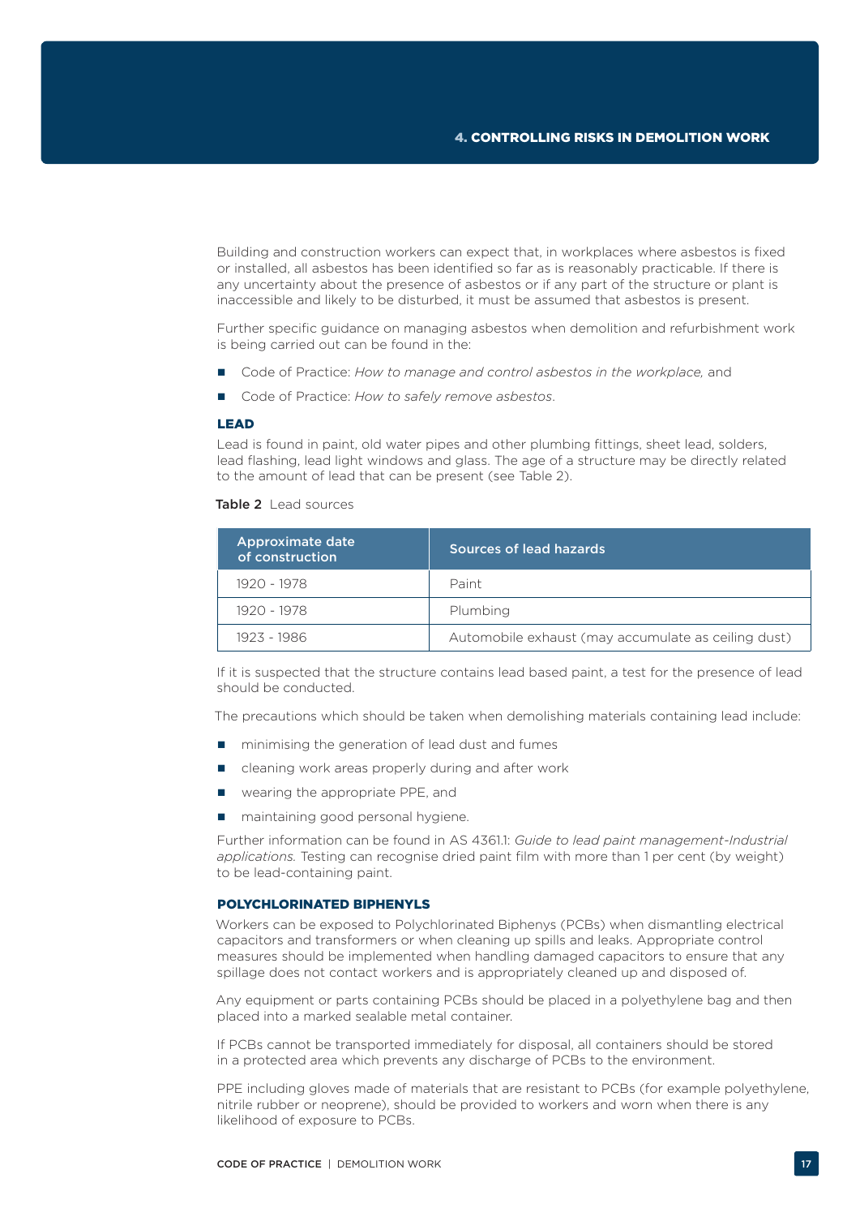Building and construction workers can expect that, in workplaces where asbestos is fixed or installed, all asbestos has been identified so far as is reasonably practicable. If there is any uncertainty about the presence of asbestos or if any part of the structure or plant is inaccessible and likely to be disturbed, it must be assumed that asbestos is present.

Further specific guidance on managing asbestos when demolition and refurbishment work is being carried out can be found in the:

- Code of Practice: *How to manage and control asbestos in the workplace,* and
- Code of Practice: *How to safely remove asbestos*.

### LEAD

Lead is found in paint, old water pipes and other plumbing fittings, sheet lead, solders, lead flashing, lead light windows and glass. The age of a structure may be directly related to the amount of lead that can be present (see Table 2).

**Table 2** Lead sources

| Approximate date of construction | Sources of lead hazards |
|---|---|
| 1920 - 1978 | Paint |
| 1920 - 1978 | Plumbing |
| 1923 - 1986 | Automobile exhaust (may accumulate as ceiling dust) |

If it is suspected that the structure contains lead based paint, a test for the presence of lead should be conducted.

The precautions which should be taken when demolishing materials containing lead include:

- minimising the generation of lead dust and fumes
- cleaning work areas properly during and after work
- wearing the appropriate PPE, and
- maintaining good personal hygiene.

Further information can be found in AS 4361.1: *Guide to lead paint management-Industrial applications.* Testing can recognise dried paint film with more than 1 per cent (by weight) to be lead-containing paint.

### POLYCHLORINATED BIPHENYLS

Workers can be exposed to Polychlorinated Biphenys (PCBs) when dismantling electrical capacitors and transformers or when cleaning up spills and leaks. Appropriate control measures should be implemented when handling damaged capacitors to ensure that any spillage does not contact workers and is appropriately cleaned up and disposed of.

Any equipment or parts containing PCBs should be placed in a polyethylene bag and then placed into a marked sealable metal container.

If PCBs cannot be transported immediately for disposal, all containers should be stored in a protected area which prevents any discharge of PCBs to the environment.

PPE including gloves made of materials that are resistant to PCBs (for example polyethylene, nitrile rubber or neoprene), should be provided to workers and worn when there is any likelihood of exposure to PCBs.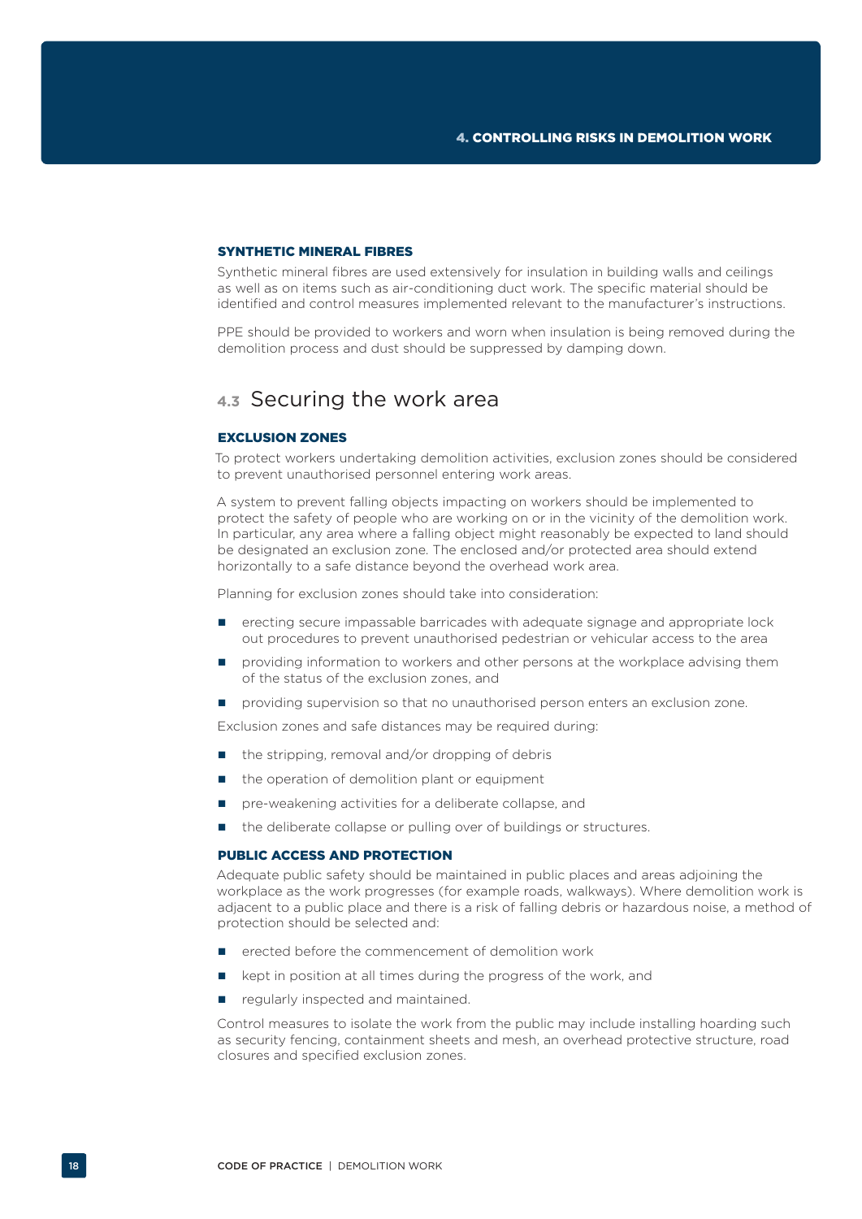### SYNTHETIC MINERAL FIBRES

Synthetic mineral fibres are used extensively for insulation in building walls and ceilings as well as on items such as air-conditioning duct work. The specific material should be identified and control measures implemented relevant to the manufacturer's instructions.

PPE should be provided to workers and worn when insulation is being removed during the demolition process and dust should be suppressed by damping down.

## 4.3 Securing the work area

### EXCLUSION ZONES

To protect workers undertaking demolition activities, exclusion zones should be considered to prevent unauthorised personnel entering work areas.

A system to prevent falling objects impacting on workers should be implemented to protect the safety of people who are working on or in the vicinity of the demolition work. In particular, any area where a falling object might reasonably be expected to land should be designated an exclusion zone. The enclosed and/or protected area should extend horizontally to a safe distance beyond the overhead work area.

Planning for exclusion zones should take into consideration:

- erecting secure impassable barricades with adequate signage and appropriate lock out procedures to prevent unauthorised pedestrian or vehicular access to the area
- providing information to workers and other persons at the workplace advising them of the status of the exclusion zones, and
- providing supervision so that no unauthorised person enters an exclusion zone.

Exclusion zones and safe distances may be required during:

- the stripping, removal and/or dropping of debris
- the operation of demolition plant or equipment
- pre-weakening activities for a deliberate collapse, and
- the deliberate collapse or pulling over of buildings or structures.

### PUBLIC ACCESS AND PROTECTION

Adequate public safety should be maintained in public places and areas adjoining the workplace as the work progresses (for example roads, walkways). Where demolition work is adjacent to a public place and there is a risk of falling debris or hazardous noise, a method of protection should be selected and:

- erected before the commencement of demolition work
- kept in position at all times during the progress of the work, and
- regularly inspected and maintained.

Control measures to isolate the work from the public may include installing hoarding such as security fencing, containment sheets and mesh, an overhead protective structure, road closures and specified exclusion zones.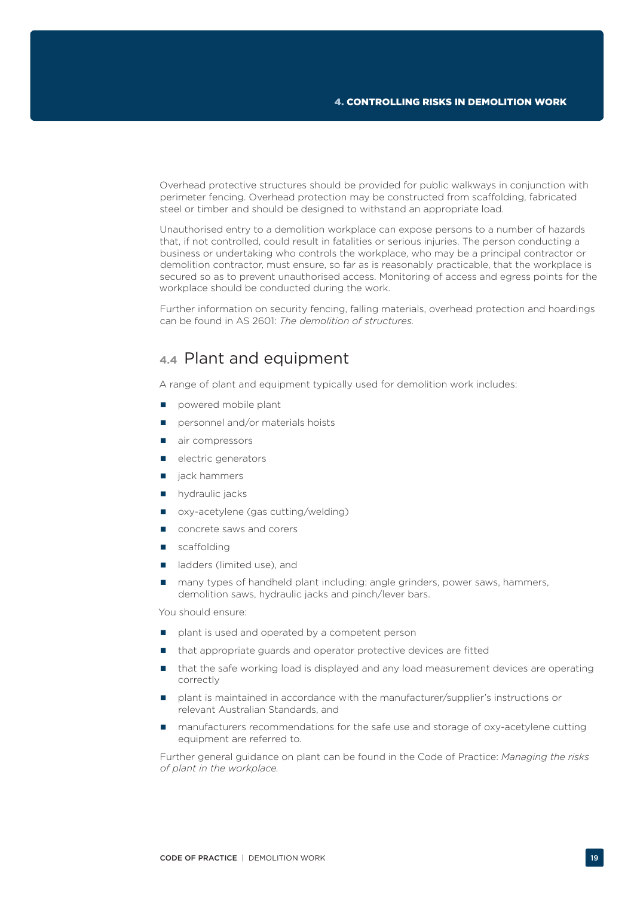Overhead protective structures should be provided for public walkways in conjunction with perimeter fencing. Overhead protection may be constructed from scaffolding, fabricated steel or timber and should be designed to withstand an appropriate load.

Unauthorised entry to a demolition workplace can expose persons to a number of hazards that, if not controlled, could result in fatalities or serious injuries. The person conducting a business or undertaking who controls the workplace, who may be a principal contractor or demolition contractor, must ensure, so far as is reasonably practicable, that the workplace is secured so as to prevent unauthorised access. Monitoring of access and egress points for the workplace should be conducted during the work.

Further information on security fencing, falling materials, overhead protection and hoardings can be found in AS 2601: *The demolition of structures.*

## 4.4 Plant and equipment

A range of plant and equipment typically used for demolition work includes:

- powered mobile plant
- personnel and/or materials hoists
- air compressors
- electric generators
- jack hammers
- hydraulic jacks
- oxy-acetylene (gas cutting/welding)
- concrete saws and corers
- scaffolding
- ladders (limited use), and
- many types of handheld plant including: angle grinders, power saws, hammers, demolition saws, hydraulic jacks and pinch/lever bars.

You should ensure:

- plant is used and operated by a competent person
- that appropriate guards and operator protective devices are fitted
- that the safe working load is displayed and any load measurement devices are operating correctly
- plant is maintained in accordance with the manufacturer/supplier's instructions or relevant Australian Standards, and
- manufacturers recommendations for the safe use and storage of oxy-acetylene cutting equipment are referred to.

Further general guidance on plant can be found in the Code of Practice: *Managing the risks of plant in the workplace.*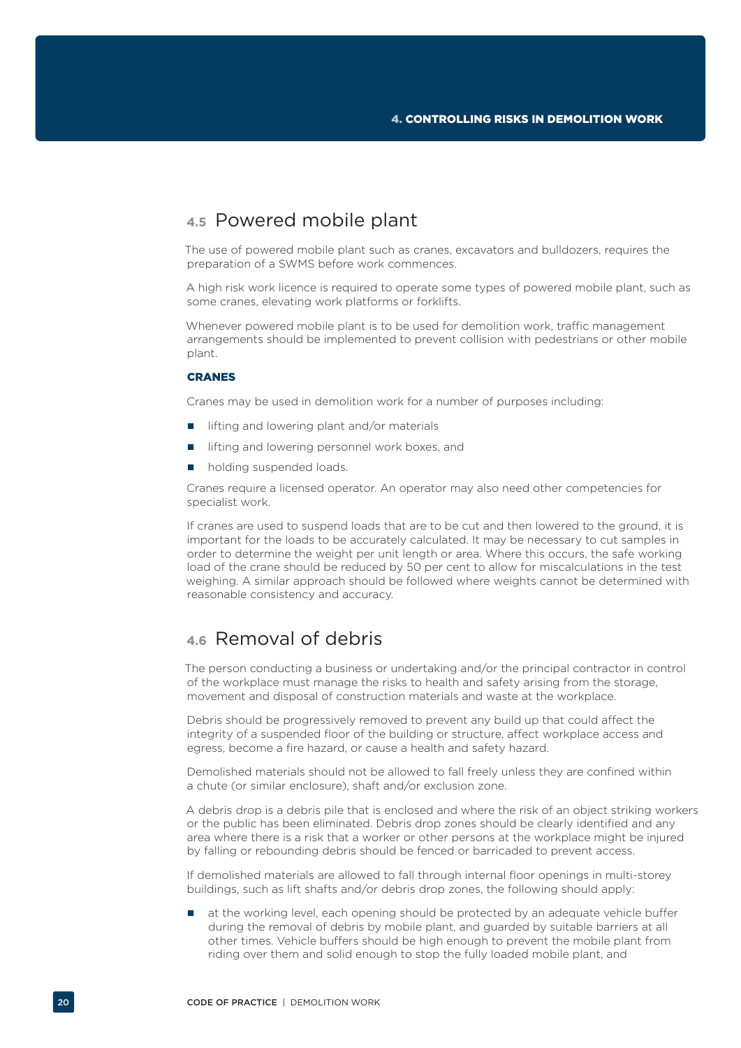## 4.5 Powered mobile plant

The use of powered mobile plant such as cranes, excavators and bulldozers, requires the preparation of a SWMS before work commences.

A high risk work licence is required to operate some types of powered mobile plant, such as some cranes, elevating work platforms or forklifts.

Whenever powered mobile plant is to be used for demolition work, traffic management arrangements should be implemented to prevent collision with pedestrians or other mobile plant.

### CRANES

Cranes may be used in demolition work for a number of purposes including:

- lifting and lowering plant and/or materials
- lifting and lowering personnel work boxes, and
- holding suspended loads.

Cranes require a licensed operator. An operator may also need other competencies for specialist work.

If cranes are used to suspend loads that are to be cut and then lowered to the ground, it is important for the loads to be accurately calculated. It may be necessary to cut samples in order to determine the weight per unit length or area. Where this occurs, the safe working load of the crane should be reduced by 50 per cent to allow for miscalculations in the test weighing. A similar approach should be followed where weights cannot be determined with reasonable consistency and accuracy.

## 4.6 Removal of debris

The person conducting a business or undertaking and/or the principal contractor in control of the workplace must manage the risks to health and safety arising from the storage, movement and disposal of construction materials and waste at the workplace.

Debris should be progressively removed to prevent any build up that could affect the integrity of a suspended floor of the building or structure, affect workplace access and egress, become a fire hazard, or cause a health and safety hazard.

Demolished materials should not be allowed to fall freely unless they are confined within a chute (or similar enclosure), shaft and/or exclusion zone.

A debris drop is a debris pile that is enclosed and where the risk of an object striking workers or the public has been eliminated. Debris drop zones should be clearly identified and any area where there is a risk that a worker or other persons at the workplace might be injured by falling or rebounding debris should be fenced or barricaded to prevent access.

If demolished materials are allowed to fall through internal floor openings in multi-storey buildings, such as lift shafts and/or debris drop zones, the following should apply:

- at the working level, each opening should be protected by an adequate vehicle buffer during the removal of debris by mobile plant, and guarded by suitable barriers at all other times. Vehicle buffers should be high enough to prevent the mobile plant from riding over them and solid enough to stop the fully loaded mobile plant, and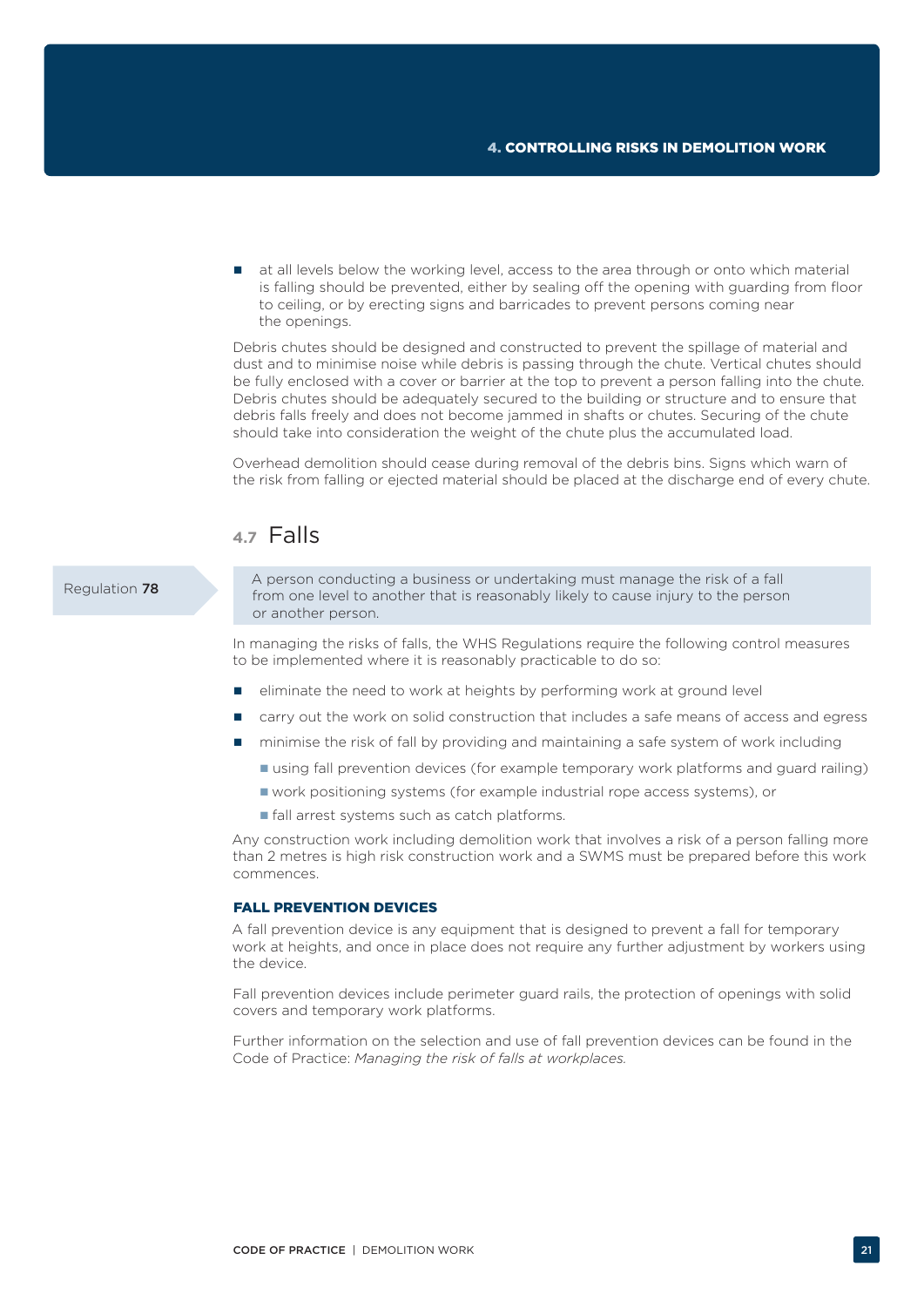- at all levels below the working level, access to the area through or onto which material is falling should be prevented, either by sealing off the opening with guarding from floor to ceiling, or by erecting signs and barricades to prevent persons coming near the openings.

Debris chutes should be designed and constructed to prevent the spillage of material and dust and to minimise noise while debris is passing through the chute. Vertical chutes should be fully enclosed with a cover or barrier at the top to prevent a person falling into the chute. Debris chutes should be adequately secured to the building or structure and to ensure that debris falls freely and does not become jammed in shafts or chutes. Securing of the chute should take into consideration the weight of the chute plus the accumulated load.

Overhead demolition should cease during removal of the debris bins. Signs which warn of the risk from falling or ejected material should be placed at the discharge end of every chute.

## 4.7 Falls

Regulation **78**

> A person conducting a business or undertaking must manage the risk of a fall from one level to another that is reasonably likely to cause injury to the person or another person.

In managing the risks of falls, the WHS Regulations require the following control measures to be implemented where it is reasonably practicable to do so:

- eliminate the need to work at heights by performing work at ground level
- carry out the work on solid construction that includes a safe means of access and egress
- minimise the risk of fall by providing and maintaining a safe system of work including
  - using fall prevention devices (for example temporary work platforms and guard railing)
  - work positioning systems (for example industrial rope access systems), or
  - fall arrest systems such as catch platforms.

Any construction work including demolition work that involves a risk of a person falling more than 2 metres is high risk construction work and a SWMS must be prepared before this work commences.

### FALL PREVENTION DEVICES

A fall prevention device is any equipment that is designed to prevent a fall for temporary work at heights, and once in place does not require any further adjustment by workers using the device.

Fall prevention devices include perimeter guard rails, the protection of openings with solid covers and temporary work platforms.

Further information on the selection and use of fall prevention devices can be found in the Code of Practice: *Managing the risk of falls at workplaces.*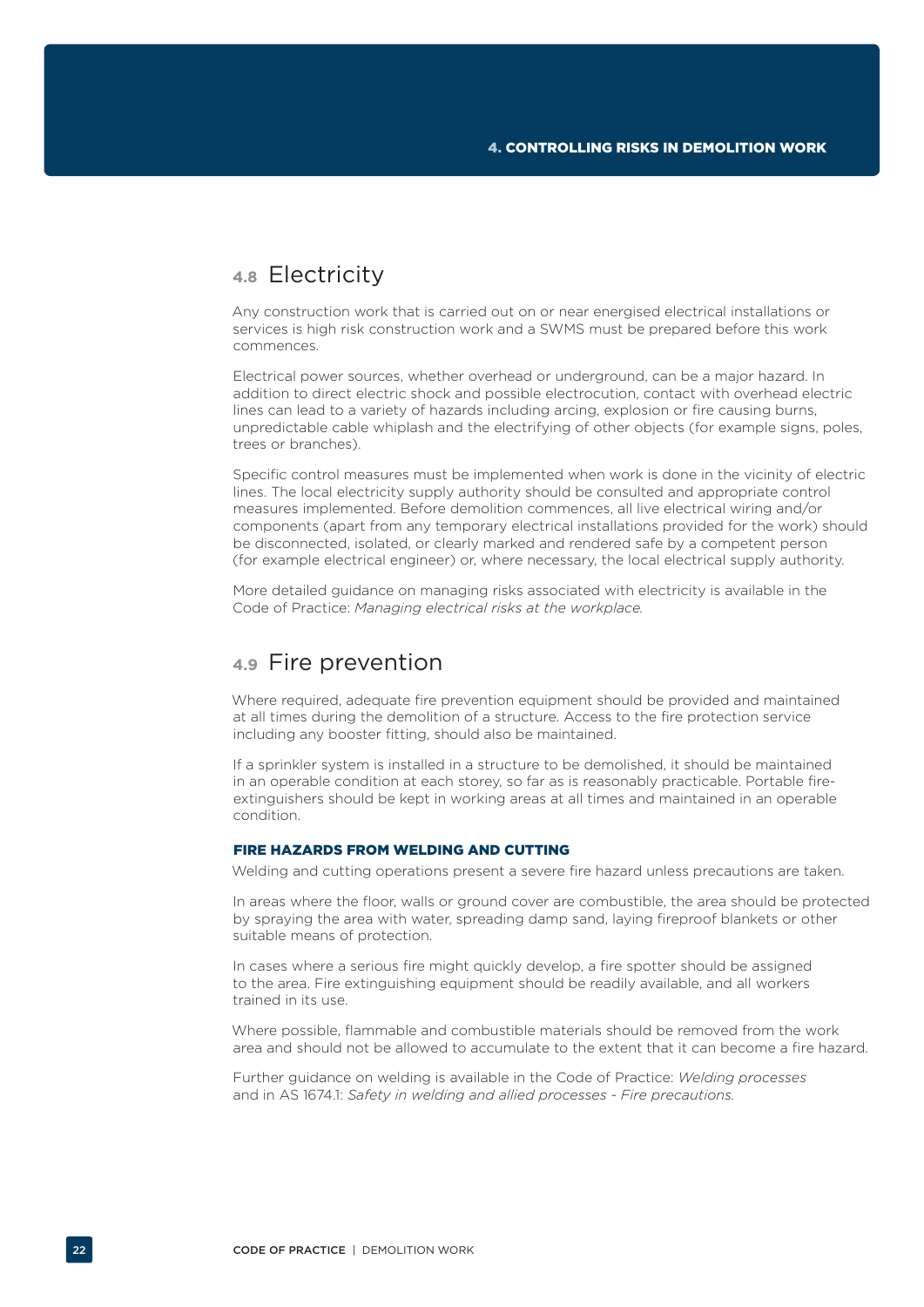## 4.8 Electricity

Any construction work that is carried out on or near energised electrical installations or services is high risk construction work and a SWMS must be prepared before this work commences.

Electrical power sources, whether overhead or underground, can be a major hazard. In addition to direct electric shock and possible electrocution, contact with overhead electric lines can lead to a variety of hazards including arcing, explosion or fire causing burns, unpredictable cable whiplash and the electrifying of other objects (for example signs, poles, trees or branches).

Specific control measures must be implemented when work is done in the vicinity of electric lines. The local electricity supply authority should be consulted and appropriate control measures implemented. Before demolition commences, all live electrical wiring and/or components (apart from any temporary electrical installations provided for the work) should be disconnected, isolated, or clearly marked and rendered safe by a competent person (for example electrical engineer) or, where necessary, the local electrical supply authority.

More detailed guidance on managing risks associated with electricity is available in the Code of Practice: *Managing electrical risks at the workplace.*

## 4.9 Fire prevention

Where required, adequate fire prevention equipment should be provided and maintained at all times during the demolition of a structure. Access to the fire protection service including any booster fitting, should also be maintained.

If a sprinkler system is installed in a structure to be demolished, it should be maintained in an operable condition at each storey, so far as is reasonably practicable. Portable fire-extinguishers should be kept in working areas at all times and maintained in an operable condition.

### FIRE HAZARDS FROM WELDING AND CUTTING

Welding and cutting operations present a severe fire hazard unless precautions are taken.

In areas where the floor, walls or ground cover are combustible, the area should be protected by spraying the area with water, spreading damp sand, laying fireproof blankets or other suitable means of protection.

In cases where a serious fire might quickly develop, a fire spotter should be assigned to the area. Fire extinguishing equipment should be readily available, and all workers trained in its use.

Where possible, flammable and combustible materials should be removed from the work area and should not be allowed to accumulate to the extent that it can become a fire hazard.

Further guidance on welding is available in the Code of Practice: *Welding processes* and in AS 1674.1: *Safety in welding and allied processes - Fire precautions.*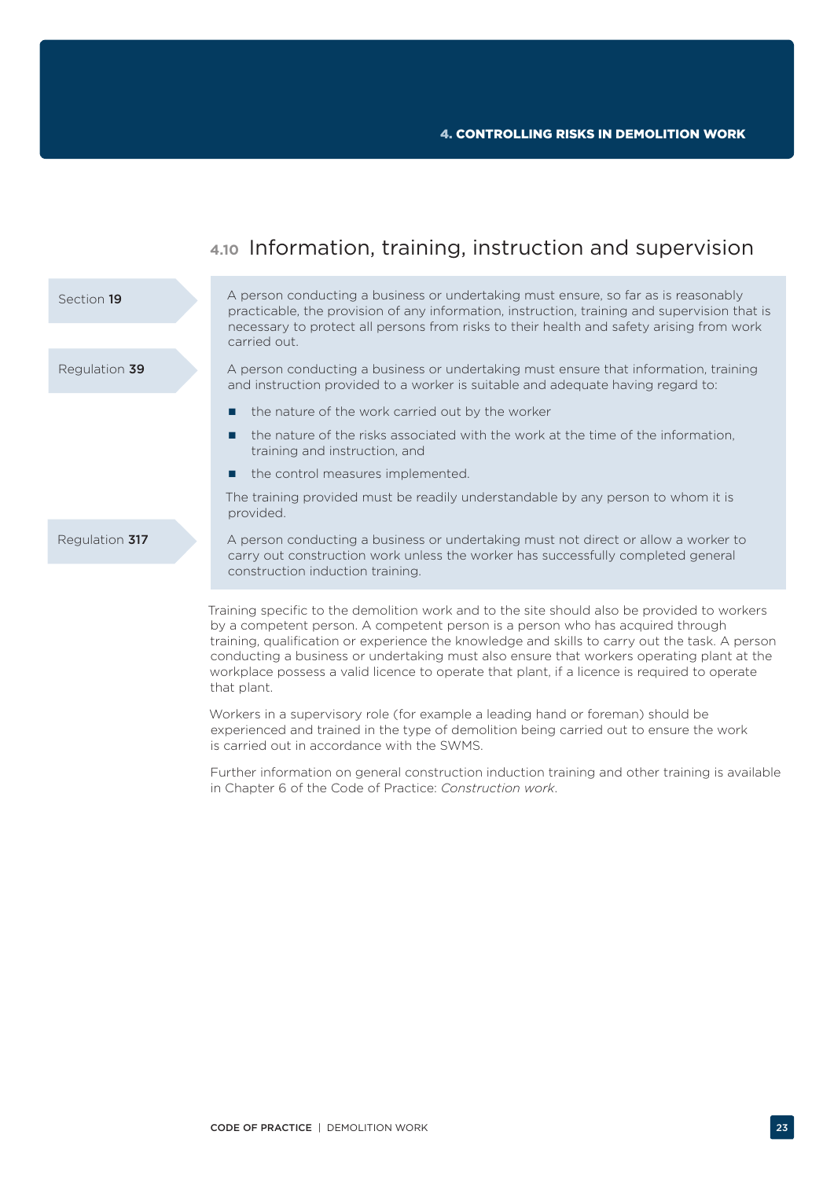## 4.10 Information, training, instruction and supervision

Section **19**

A person conducting a business or undertaking must ensure, so far as is reasonably practicable, the provision of any information, instruction, training and supervision that is necessary to protect all persons from risks to their health and safety arising from work carried out.

Regulation **39**

A person conducting a business or undertaking must ensure that information, training and instruction provided to a worker is suitable and adequate having regard to:

- the nature of the work carried out by the worker
- the nature of the risks associated with the work at the time of the information, training and instruction, and
- the control measures implemented.

The training provided must be readily understandable by any person to whom it is provided.

Regulation **317**

A person conducting a business or undertaking must not direct or allow a worker to carry out construction work unless the worker has successfully completed general construction induction training.

Training specific to the demolition work and to the site should also be provided to workers by a competent person. A competent person is a person who has acquired through training, qualification or experience the knowledge and skills to carry out the task. A person conducting a business or undertaking must also ensure that workers operating plant at the workplace possess a valid licence to operate that plant, if a licence is required to operate that plant.

Workers in a supervisory role (for example a leading hand or foreman) should be experienced and trained in the type of demolition being carried out to ensure the work is carried out in accordance with the SWMS.

Further information on general construction induction training and other training is available in Chapter 6 of the Code of Practice: *Construction work*.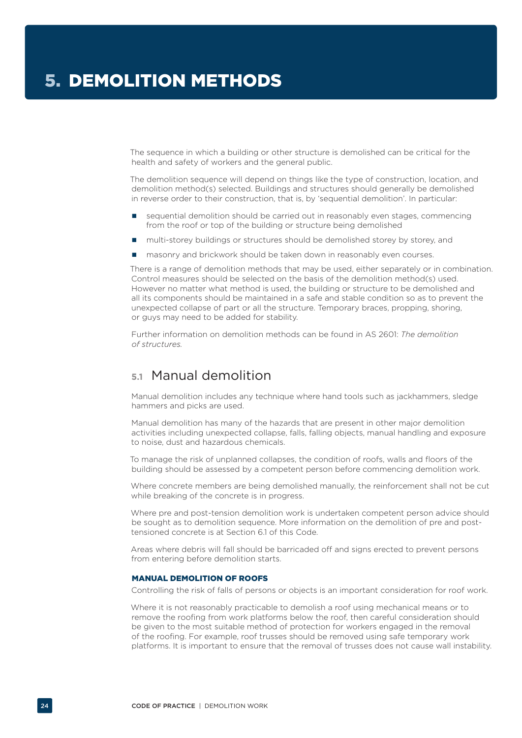# 5. DEMOLITION METHODS

The sequence in which a building or other structure is demolished can be critical for the health and safety of workers and the general public.

The demolition sequence will depend on things like the type of construction, location, and demolition method(s) selected. Buildings and structures should generally be demolished in reverse order to their construction, that is, by 'sequential demolition'. In particular:

- sequential demolition should be carried out in reasonably even stages, commencing from the roof or top of the building or structure being demolished
- multi-storey buildings or structures should be demolished storey by storey, and
- masonry and brickwork should be taken down in reasonably even courses.

There is a range of demolition methods that may be used, either separately or in combination. Control measures should be selected on the basis of the demolition method(s) used. However no matter what method is used, the building or structure to be demolished and all its components should be maintained in a safe and stable condition so as to prevent the unexpected collapse of part or all the structure. Temporary braces, propping, shoring, or guys may need to be added for stability.

Further information on demolition methods can be found in AS 2601: *The demolition of structures*.

## 5.1 Manual demolition

Manual demolition includes any technique where hand tools such as jackhammers, sledge hammers and picks are used.

Manual demolition has many of the hazards that are present in other major demolition activities including unexpected collapse, falls, falling objects, manual handling and exposure to noise, dust and hazardous chemicals.

To manage the risk of unplanned collapses, the condition of roofs, walls and floors of the building should be assessed by a competent person before commencing demolition work.

Where concrete members are being demolished manually, the reinforcement shall not be cut while breaking of the concrete is in progress.

Where pre and post-tension demolition work is undertaken competent person advice should be sought as to demolition sequence. More information on the demolition of pre and post-tensioned concrete is at Section 6.1 of this Code.

Areas where debris will fall should be barricaded off and signs erected to prevent persons from entering before demolition starts.

### MANUAL DEMOLITION OF ROOFS

Controlling the risk of falls of persons or objects is an important consideration for roof work.

Where it is not reasonably practicable to demolish a roof using mechanical means or to remove the roofing from work platforms below the roof, then careful consideration should be given to the most suitable method of protection for workers engaged in the removal of the roofing. For example, roof trusses should be removed using safe temporary work platforms. It is important to ensure that the removal of trusses does not cause wall instability.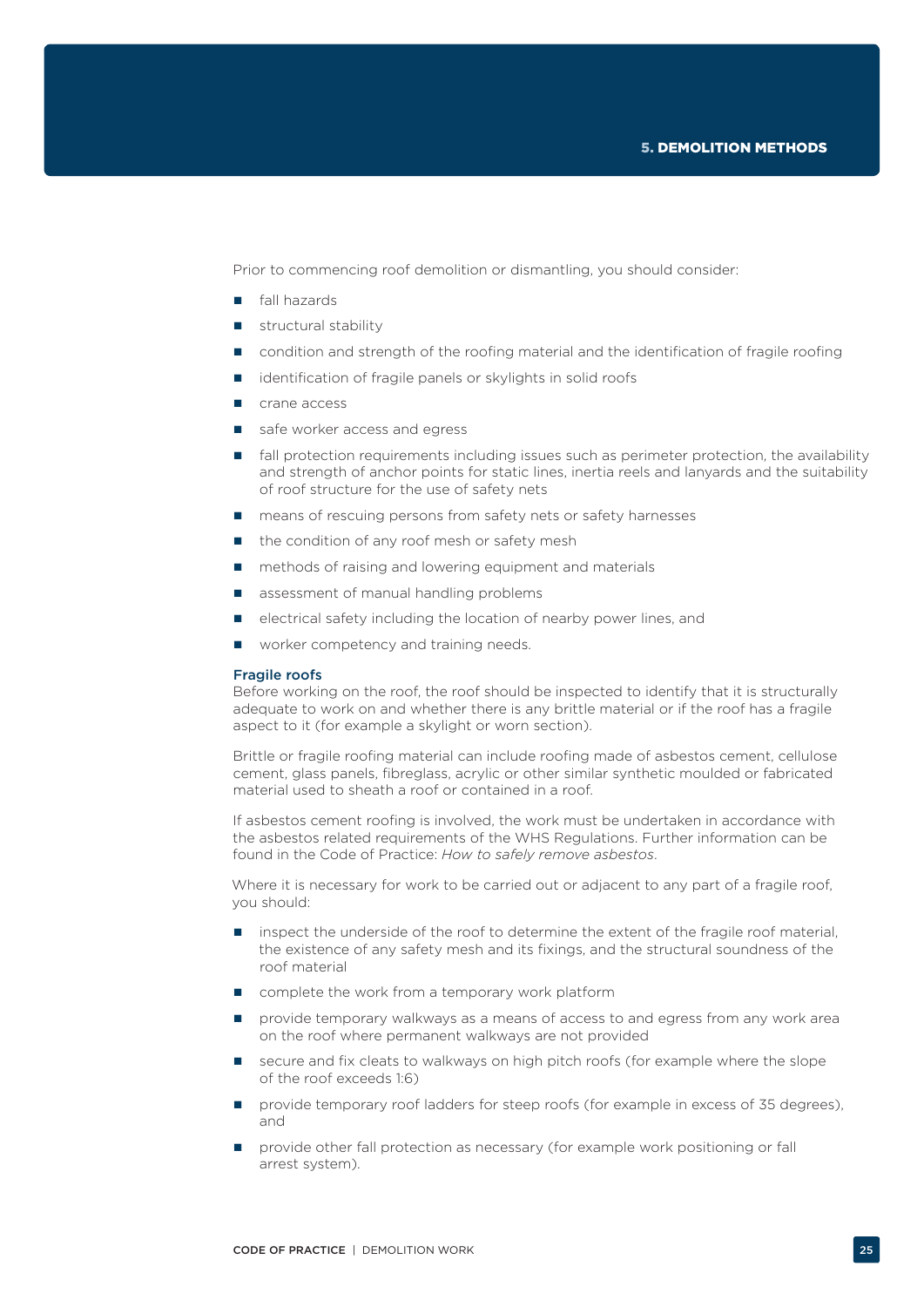Prior to commencing roof demolition or dismantling, you should consider:

- fall hazards
- structural stability
- condition and strength of the roofing material and the identification of fragile roofing
- identification of fragile panels or skylights in solid roofs
- crane access
- safe worker access and egress
- fall protection requirements including issues such as perimeter protection, the availability and strength of anchor points for static lines, inertia reels and lanyards and the suitability of roof structure for the use of safety nets
- means of rescuing persons from safety nets or safety harnesses
- the condition of any roof mesh or safety mesh
- methods of raising and lowering equipment and materials
- assessment of manual handling problems
- electrical safety including the location of nearby power lines, and
- worker competency and training needs.

### Fragile roofs

Before working on the roof, the roof should be inspected to identify that it is structurally adequate to work on and whether there is any brittle material or if the roof has a fragile aspect to it (for example a skylight or worn section).

Brittle or fragile roofing material can include roofing made of asbestos cement, cellulose cement, glass panels, fibreglass, acrylic or other similar synthetic moulded or fabricated material used to sheath a roof or contained in a roof.

If asbestos cement roofing is involved, the work must be undertaken in accordance with the asbestos related requirements of the WHS Regulations. Further information can be found in the Code of Practice: *How to safely remove asbestos*.

Where it is necessary for work to be carried out or adjacent to any part of a fragile roof, you should:

- inspect the underside of the roof to determine the extent of the fragile roof material, the existence of any safety mesh and its fixings, and the structural soundness of the roof material
- complete the work from a temporary work platform
- provide temporary walkways as a means of access to and egress from any work area on the roof where permanent walkways are not provided
- secure and fix cleats to walkways on high pitch roofs (for example where the slope of the roof exceeds 1:6)
- provide temporary roof ladders for steep roofs (for example in excess of 35 degrees), and
- provide other fall protection as necessary (for example work positioning or fall arrest system).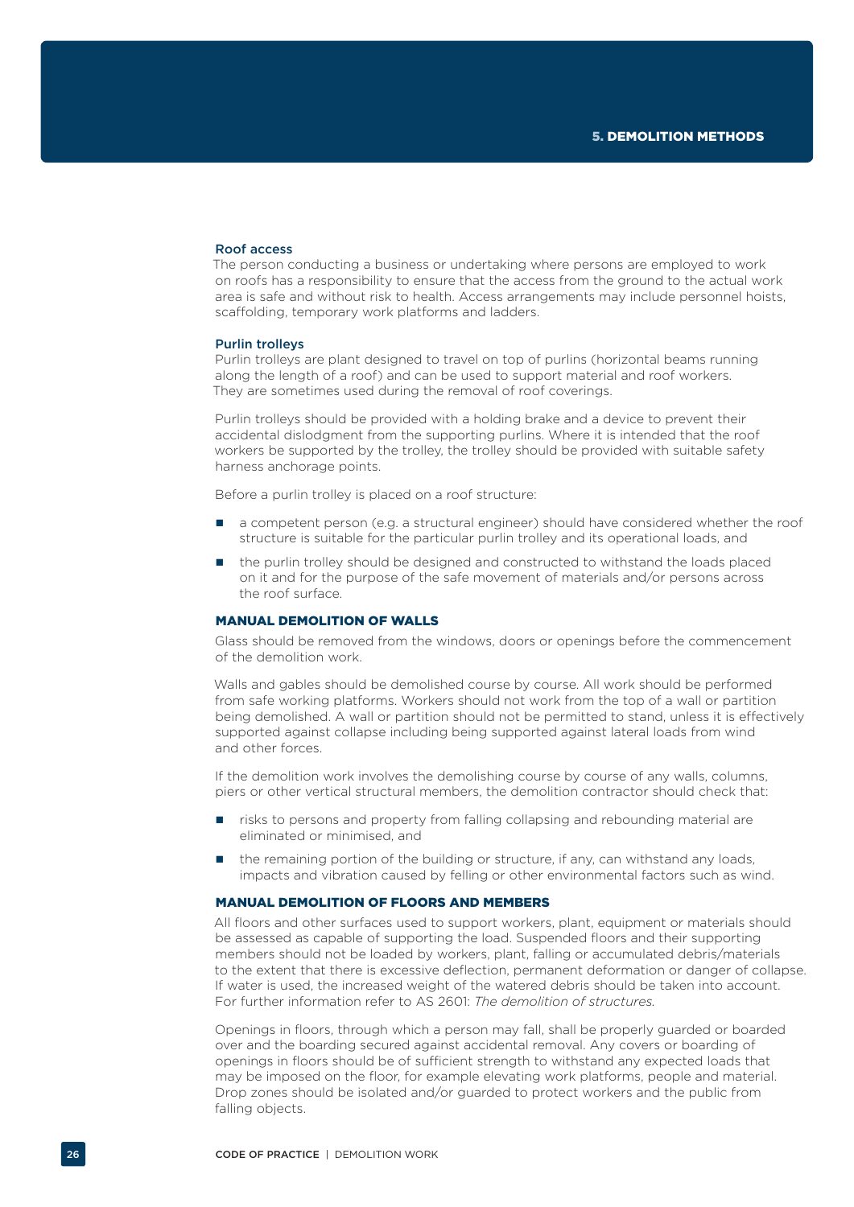### Roof access

The person conducting a business or undertaking where persons are employed to work on roofs has a responsibility to ensure that the access from the ground to the actual work area is safe and without risk to health. Access arrangements may include personnel hoists, scaffolding, temporary work platforms and ladders.

### Purlin trolleys

Purlin trolleys are plant designed to travel on top of purlins (horizontal beams running along the length of a roof) and can be used to support material and roof workers. They are sometimes used during the removal of roof coverings.

Purlin trolleys should be provided with a holding brake and a device to prevent their accidental dislodgment from the supporting purlins. Where it is intended that the roof workers be supported by the trolley, the trolley should be provided with suitable safety harness anchorage points.

Before a purlin trolley is placed on a roof structure:

- a competent person (e.g. a structural engineer) should have considered whether the roof structure is suitable for the particular purlin trolley and its operational loads, and
- the purlin trolley should be designed and constructed to withstand the loads placed on it and for the purpose of the safe movement of materials and/or persons across the roof surface.

## MANUAL DEMOLITION OF WALLS

Glass should be removed from the windows, doors or openings before the commencement of the demolition work.

Walls and gables should be demolished course by course. All work should be performed from safe working platforms. Workers should not work from the top of a wall or partition being demolished. A wall or partition should not be permitted to stand, unless it is effectively supported against collapse including being supported against lateral loads from wind and other forces.

If the demolition work involves the demolishing course by course of any walls, columns, piers or other vertical structural members, the demolition contractor should check that:

- risks to persons and property from falling collapsing and rebounding material are eliminated or minimised, and
- the remaining portion of the building or structure, if any, can withstand any loads, impacts and vibration caused by felling or other environmental factors such as wind.

## MANUAL DEMOLITION OF FLOORS AND MEMBERS

All floors and other surfaces used to support workers, plant, equipment or materials should be assessed as capable of supporting the load. Suspended floors and their supporting members should not be loaded by workers, plant, falling or accumulated debris/materials to the extent that there is excessive deflection, permanent deformation or danger of collapse. If water is used, the increased weight of the watered debris should be taken into account. For further information refer to AS 2601: *The demolition of structures.*

Openings in floors, through which a person may fall, shall be properly guarded or boarded over and the boarding secured against accidental removal. Any covers or boarding of openings in floors should be of sufficient strength to withstand any expected loads that may be imposed on the floor, for example elevating work platforms, people and material. Drop zones should be isolated and/or guarded to protect workers and the public from falling objects.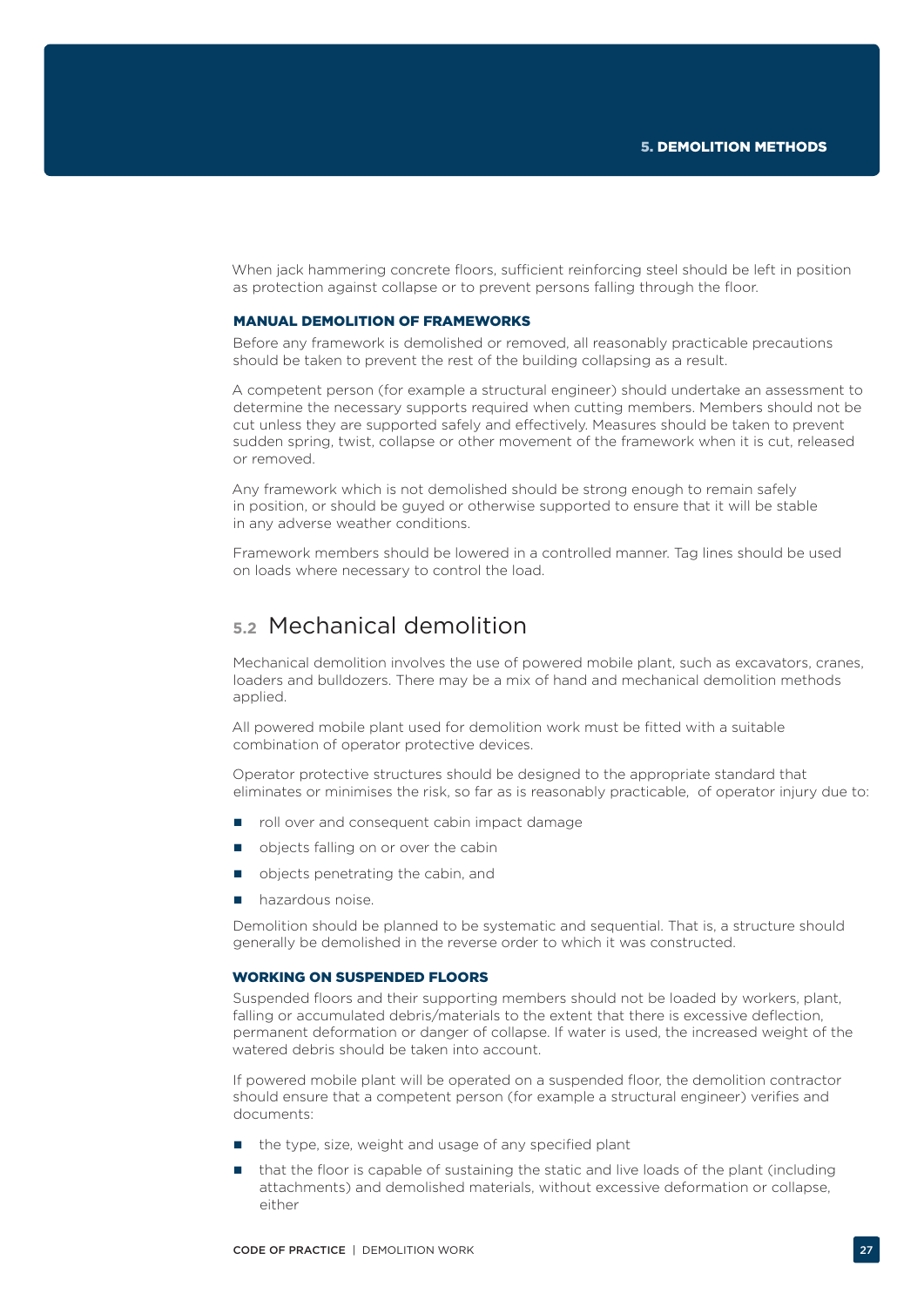When jack hammering concrete floors, sufficient reinforcing steel should be left in position as protection against collapse or to prevent persons falling through the floor.

### MANUAL DEMOLITION OF FRAMEWORKS

Before any framework is demolished or removed, all reasonably practicable precautions should be taken to prevent the rest of the building collapsing as a result.

A competent person (for example a structural engineer) should undertake an assessment to determine the necessary supports required when cutting members. Members should not be cut unless they are supported safely and effectively. Measures should be taken to prevent sudden spring, twist, collapse or other movement of the framework when it is cut, released or removed.

Any framework which is not demolished should be strong enough to remain safely in position, or should be guyed or otherwise supported to ensure that it will be stable in any adverse weather conditions.

Framework members should be lowered in a controlled manner. Tag lines should be used on loads where necessary to control the load.

## 5.2 Mechanical demolition

Mechanical demolition involves the use of powered mobile plant, such as excavators, cranes, loaders and bulldozers. There may be a mix of hand and mechanical demolition methods applied.

All powered mobile plant used for demolition work must be fitted with a suitable combination of operator protective devices.

Operator protective structures should be designed to the appropriate standard that eliminates or minimises the risk, so far as is reasonably practicable, of operator injury due to:

- roll over and consequent cabin impact damage
- objects falling on or over the cabin
- objects penetrating the cabin, and
- hazardous noise.

Demolition should be planned to be systematic and sequential. That is, a structure should generally be demolished in the reverse order to which it was constructed.

### WORKING ON SUSPENDED FLOORS

Suspended floors and their supporting members should not be loaded by workers, plant, falling or accumulated debris/materials to the extent that there is excessive deflection, permanent deformation or danger of collapse. If water is used, the increased weight of the watered debris should be taken into account.

If powered mobile plant will be operated on a suspended floor, the demolition contractor should ensure that a competent person (for example a structural engineer) verifies and documents:

- the type, size, weight and usage of any specified plant
- that the floor is capable of sustaining the static and live loads of the plant (including attachments) and demolished materials, without excessive deformation or collapse, either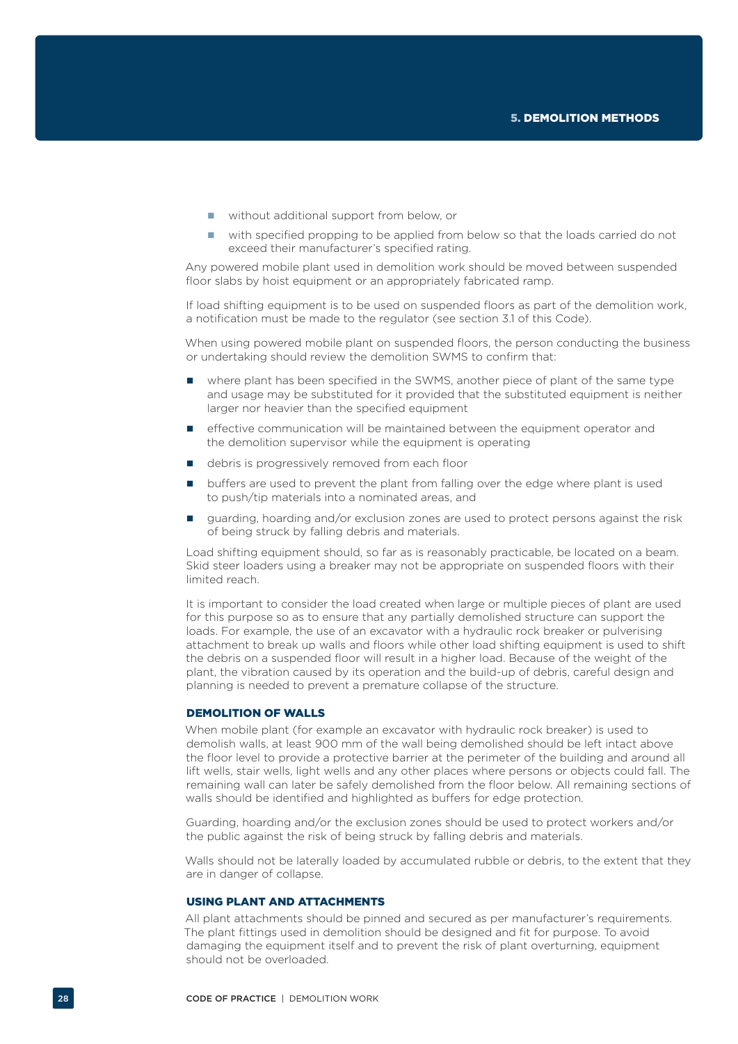- without additional support from below, or
- with specified propping to be applied from below so that the loads carried do not exceed their manufacturer's specified rating.

Any powered mobile plant used in demolition work should be moved between suspended floor slabs by hoist equipment or an appropriately fabricated ramp.

If load shifting equipment is to be used on suspended floors as part of the demolition work, a notification must be made to the regulator (see section 3.1 of this Code).

When using powered mobile plant on suspended floors, the person conducting the business or undertaking should review the demolition SWMS to confirm that:

- where plant has been specified in the SWMS, another piece of plant of the same type and usage may be substituted for it provided that the substituted equipment is neither larger nor heavier than the specified equipment
- effective communication will be maintained between the equipment operator and the demolition supervisor while the equipment is operating
- debris is progressively removed from each floor
- buffers are used to prevent the plant from falling over the edge where plant is used to push/tip materials into a nominated areas, and
- guarding, hoarding and/or exclusion zones are used to protect persons against the risk of being struck by falling debris and materials.

Load shifting equipment should, so far as is reasonably practicable, be located on a beam. Skid steer loaders using a breaker may not be appropriate on suspended floors with their limited reach.

It is important to consider the load created when large or multiple pieces of plant are used for this purpose so as to ensure that any partially demolished structure can support the loads. For example, the use of an excavator with a hydraulic rock breaker or pulverising attachment to break up walls and floors while other load shifting equipment is used to shift the debris on a suspended floor will result in a higher load. Because of the weight of the plant, the vibration caused by its operation and the build-up of debris, careful design and planning is needed to prevent a premature collapse of the structure.

### DEMOLITION OF WALLS

When mobile plant (for example an excavator with hydraulic rock breaker) is used to demolish walls, at least 900 mm of the wall being demolished should be left intact above the floor level to provide a protective barrier at the perimeter of the building and around all lift wells, stair wells, light wells and any other places where persons or objects could fall. The remaining wall can later be safely demolished from the floor below. All remaining sections of walls should be identified and highlighted as buffers for edge protection.

Guarding, hoarding and/or the exclusion zones should be used to protect workers and/or the public against the risk of being struck by falling debris and materials.

Walls should not be laterally loaded by accumulated rubble or debris, to the extent that they are in danger of collapse.

### USING PLANT AND ATTACHMENTS

All plant attachments should be pinned and secured as per manufacturer's requirements. The plant fittings used in demolition should be designed and fit for purpose. To avoid damaging the equipment itself and to prevent the risk of plant overturning, equipment should not be overloaded.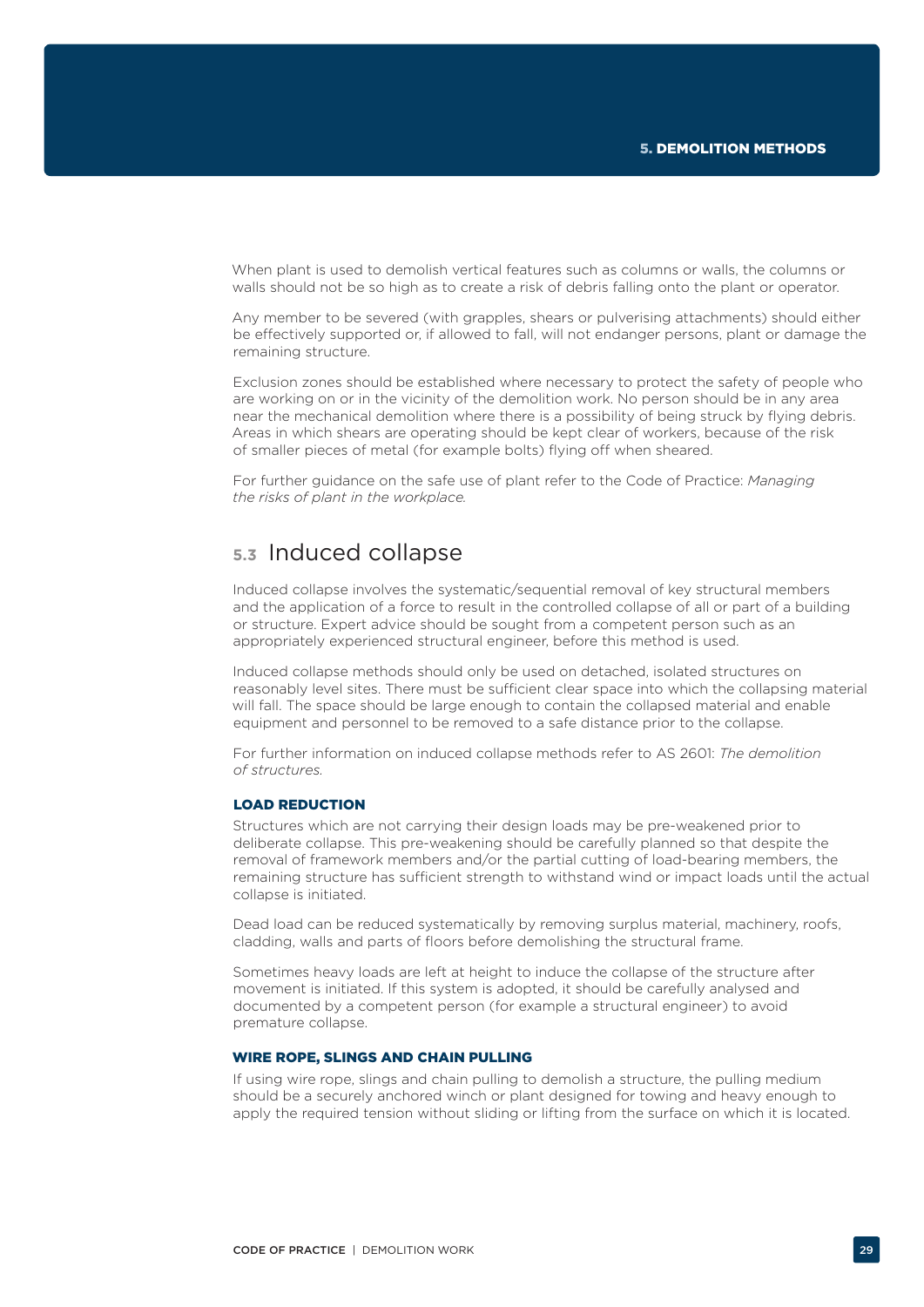When plant is used to demolish vertical features such as columns or walls, the columns or walls should not be so high as to create a risk of debris falling onto the plant or operator.

Any member to be severed (with grapples, shears or pulverising attachments) should either be effectively supported or, if allowed to fall, will not endanger persons, plant or damage the remaining structure.

Exclusion zones should be established where necessary to protect the safety of people who are working on or in the vicinity of the demolition work. No person should be in any area near the mechanical demolition where there is a possibility of being struck by flying debris. Areas in which shears are operating should be kept clear of workers, because of the risk of smaller pieces of metal (for example bolts) flying off when sheared.

For further guidance on the safe use of plant refer to the Code of Practice: *Managing the risks of plant in the workplace.*

## 5.3 Induced collapse

Induced collapse involves the systematic/sequential removal of key structural members and the application of a force to result in the controlled collapse of all or part of a building or structure. Expert advice should be sought from a competent person such as an appropriately experienced structural engineer, before this method is used.

Induced collapse methods should only be used on detached, isolated structures on reasonably level sites. There must be sufficient clear space into which the collapsing material will fall. The space should be large enough to contain the collapsed material and enable equipment and personnel to be removed to a safe distance prior to the collapse.

For further information on induced collapse methods refer to AS 2601: *The demolition of structures.*

### LOAD REDUCTION

Structures which are not carrying their design loads may be pre-weakened prior to deliberate collapse. This pre-weakening should be carefully planned so that despite the removal of framework members and/or the partial cutting of load-bearing members, the remaining structure has sufficient strength to withstand wind or impact loads until the actual collapse is initiated.

Dead load can be reduced systematically by removing surplus material, machinery, roofs, cladding, walls and parts of floors before demolishing the structural frame.

Sometimes heavy loads are left at height to induce the collapse of the structure after movement is initiated. If this system is adopted, it should be carefully analysed and documented by a competent person (for example a structural engineer) to avoid premature collapse.

### WIRE ROPE, SLINGS AND CHAIN PULLING

If using wire rope, slings and chain pulling to demolish a structure, the pulling medium should be a securely anchored winch or plant designed for towing and heavy enough to apply the required tension without sliding or lifting from the surface on which it is located.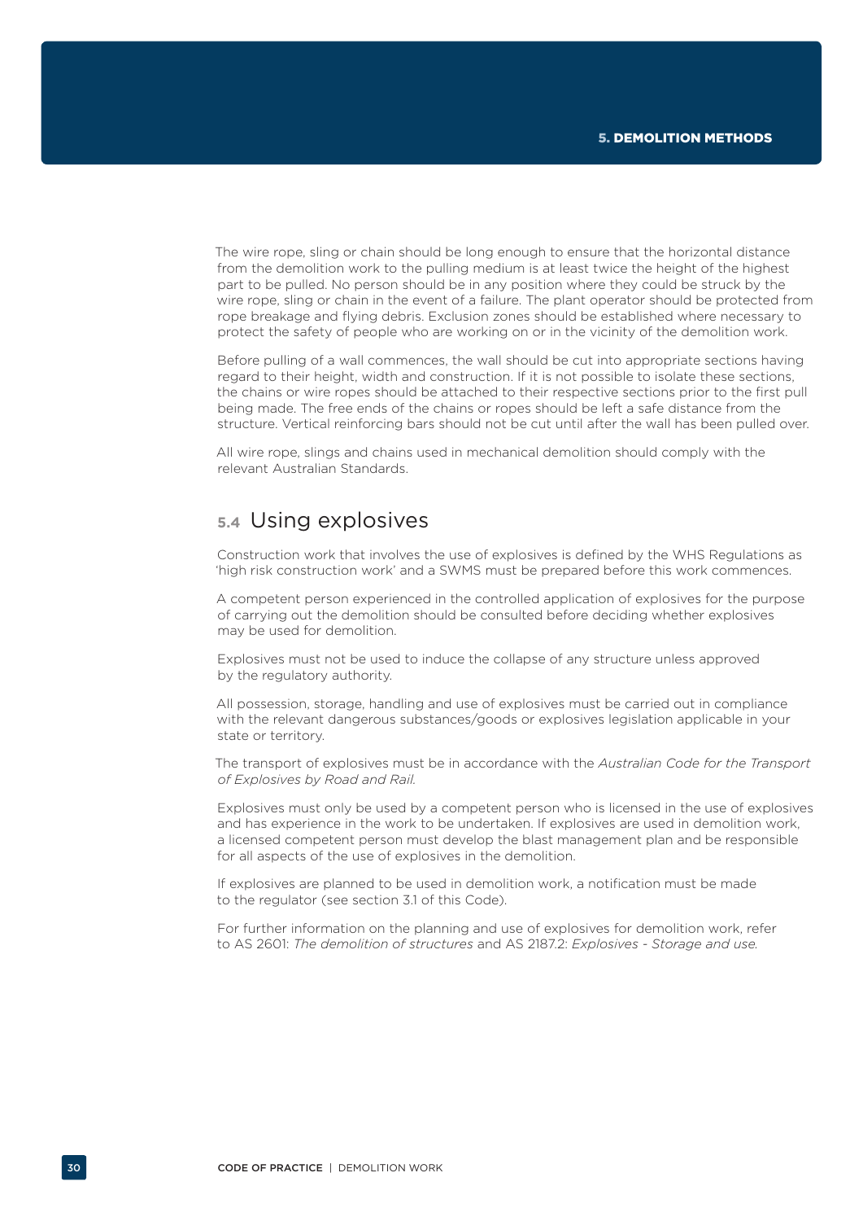The wire rope, sling or chain should be long enough to ensure that the horizontal distance from the demolition work to the pulling medium is at least twice the height of the highest part to be pulled. No person should be in any position where they could be struck by the wire rope, sling or chain in the event of a failure. The plant operator should be protected from rope breakage and flying debris. Exclusion zones should be established where necessary to protect the safety of people who are working on or in the vicinity of the demolition work.

Before pulling of a wall commences, the wall should be cut into appropriate sections having regard to their height, width and construction. If it is not possible to isolate these sections, the chains or wire ropes should be attached to their respective sections prior to the first pull being made. The free ends of the chains or ropes should be left a safe distance from the structure. Vertical reinforcing bars should not be cut until after the wall has been pulled over.

All wire rope, slings and chains used in mechanical demolition should comply with the relevant Australian Standards.

## 5.4 Using explosives

Construction work that involves the use of explosives is defined by the WHS Regulations as 'high risk construction work' and a SWMS must be prepared before this work commences.

A competent person experienced in the controlled application of explosives for the purpose of carrying out the demolition should be consulted before deciding whether explosives may be used for demolition.

Explosives must not be used to induce the collapse of any structure unless approved by the regulatory authority.

All possession, storage, handling and use of explosives must be carried out in compliance with the relevant dangerous substances/goods or explosives legislation applicable in your state or territory.

The transport of explosives must be in accordance with the *Australian Code for the Transport of Explosives by Road and Rail*.

Explosives must only be used by a competent person who is licensed in the use of explosives and has experience in the work to be undertaken. If explosives are used in demolition work, a licensed competent person must develop the blast management plan and be responsible for all aspects of the use of explosives in the demolition.

If explosives are planned to be used in demolition work, a notification must be made to the regulator (see section 3.1 of this Code).

For further information on the planning and use of explosives for demolition work, refer to AS 2601: *The demolition of structures* and AS 2187.2: *Explosives - Storage and use*.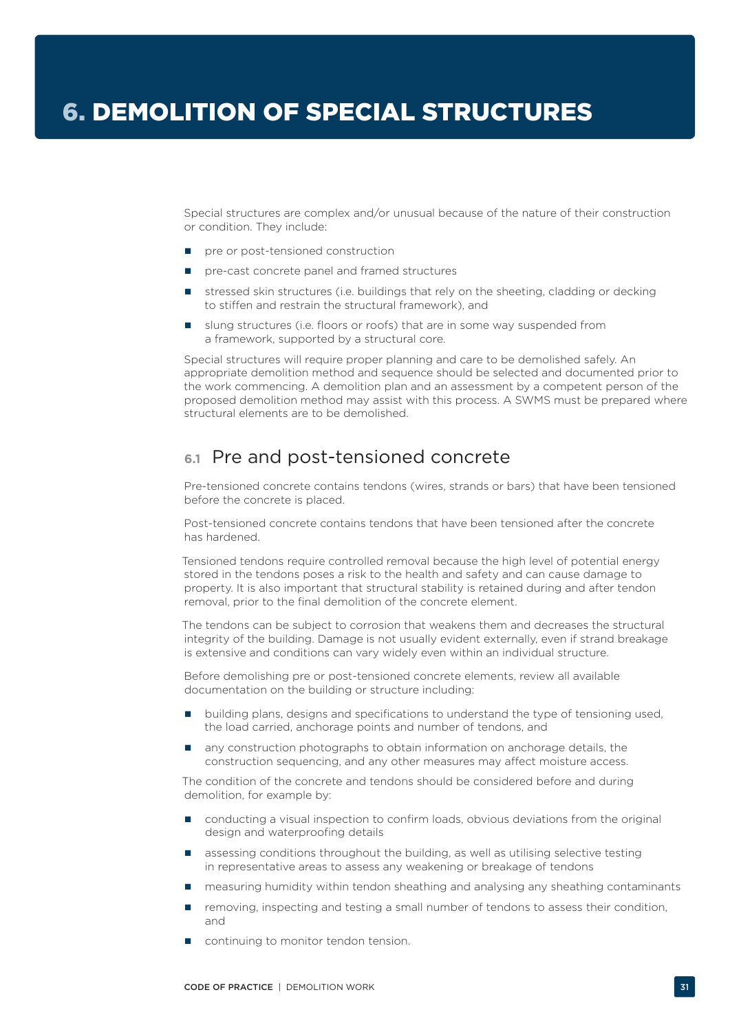# 6. DEMOLITION OF SPECIAL STRUCTURES

Special structures are complex and/or unusual because of the nature of their construction or condition. They include:

- pre or post-tensioned construction
- pre-cast concrete panel and framed structures
- stressed skin structures (i.e. buildings that rely on the sheeting, cladding or decking to stiffen and restrain the structural framework), and
- slung structures (i.e. floors or roofs) that are in some way suspended from a framework, supported by a structural core.

Special structures will require proper planning and care to be demolished safely. An appropriate demolition method and sequence should be selected and documented prior to the work commencing. A demolition plan and an assessment by a competent person of the proposed demolition method may assist with this process. A SWMS must be prepared where structural elements are to be demolished.

## 6.1 Pre and post-tensioned concrete

Pre-tensioned concrete contains tendons (wires, strands or bars) that have been tensioned before the concrete is placed.

Post-tensioned concrete contains tendons that have been tensioned after the concrete has hardened.

Tensioned tendons require controlled removal because the high level of potential energy stored in the tendons poses a risk to the health and safety and can cause damage to property. It is also important that structural stability is retained during and after tendon removal, prior to the final demolition of the concrete element.

The tendons can be subject to corrosion that weakens them and decreases the structural integrity of the building. Damage is not usually evident externally, even if strand breakage is extensive and conditions can vary widely even within an individual structure.

Before demolishing pre or post-tensioned concrete elements, review all available documentation on the building or structure including:

- building plans, designs and specifications to understand the type of tensioning used, the load carried, anchorage points and number of tendons, and
- any construction photographs to obtain information on anchorage details, the construction sequencing, and any other measures may affect moisture access.

The condition of the concrete and tendons should be considered before and during demolition, for example by:

- conducting a visual inspection to confirm loads, obvious deviations from the original design and waterproofing details
- assessing conditions throughout the building, as well as utilising selective testing in representative areas to assess any weakening or breakage of tendons
- measuring humidity within tendon sheathing and analysing any sheathing contaminants
- removing, inspecting and testing a small number of tendons to assess their condition, and
- continuing to monitor tendon tension.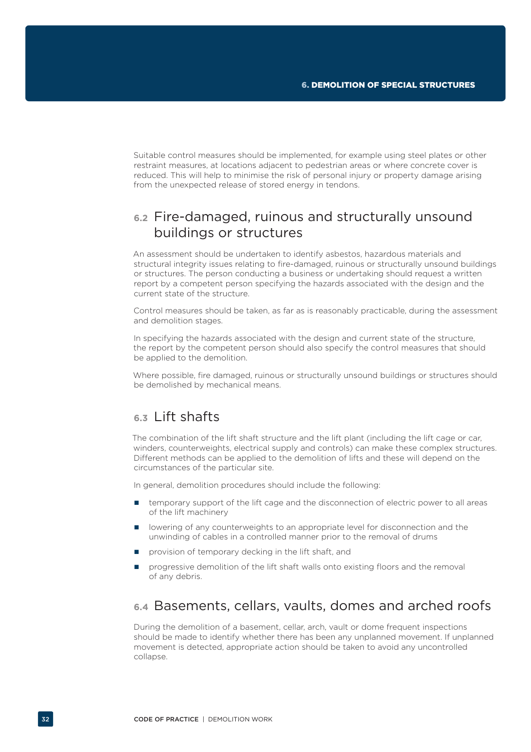Suitable control measures should be implemented, for example using steel plates or other restraint measures, at locations adjacent to pedestrian areas or where concrete cover is reduced. This will help to minimise the risk of personal injury or property damage arising from the unexpected release of stored energy in tendons.

## 6.2 Fire-damaged, ruinous and structurally unsound buildings or structures

An assessment should be undertaken to identify asbestos, hazardous materials and structural integrity issues relating to fire-damaged, ruinous or structurally unsound buildings or structures. The person conducting a business or undertaking should request a written report by a competent person specifying the hazards associated with the design and the current state of the structure.

Control measures should be taken, as far as is reasonably practicable, during the assessment and demolition stages.

In specifying the hazards associated with the design and current state of the structure, the report by the competent person should also specify the control measures that should be applied to the demolition.

Where possible, fire damaged, ruinous or structurally unsound buildings or structures should be demolished by mechanical means.

## 6.3 Lift shafts

The combination of the lift shaft structure and the lift plant (including the lift cage or car, winders, counterweights, electrical supply and controls) can make these complex structures. Different methods can be applied to the demolition of lifts and these will depend on the circumstances of the particular site.

In general, demolition procedures should include the following:

- temporary support of the lift cage and the disconnection of electric power to all areas of the lift machinery
- lowering of any counterweights to an appropriate level for disconnection and the unwinding of cables in a controlled manner prior to the removal of drums
- provision of temporary decking in the lift shaft, and
- progressive demolition of the lift shaft walls onto existing floors and the removal of any debris.

## 6.4 Basements, cellars, vaults, domes and arched roofs

During the demolition of a basement, cellar, arch, vault or dome frequent inspections should be made to identify whether there has been any unplanned movement. If unplanned movement is detected, appropriate action should be taken to avoid any uncontrolled collapse.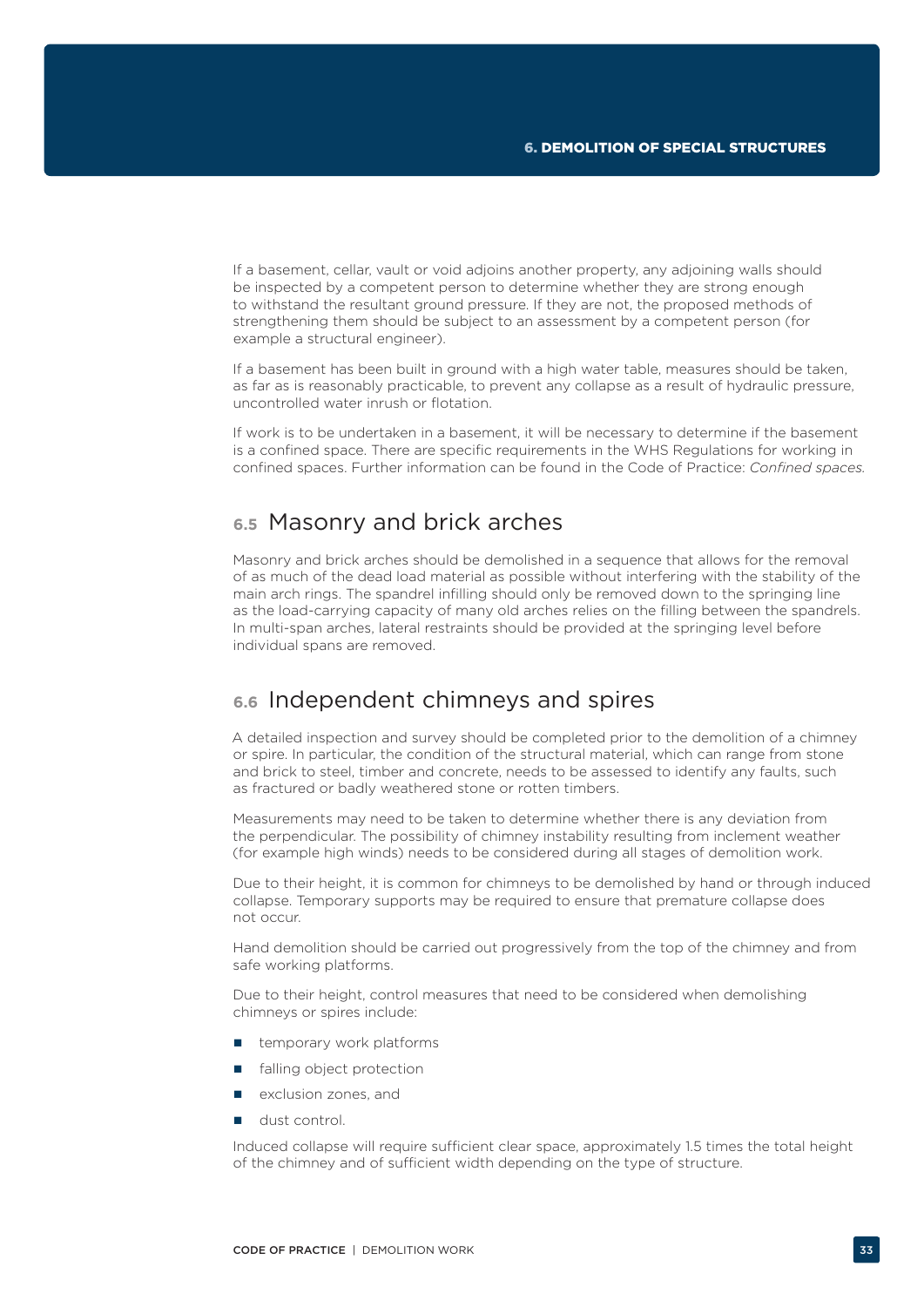If a basement, cellar, vault or void adjoins another property, any adjoining walls should be inspected by a competent person to determine whether they are strong enough to withstand the resultant ground pressure. If they are not, the proposed methods of strengthening them should be subject to an assessment by a competent person (for example a structural engineer).

If a basement has been built in ground with a high water table, measures should be taken, as far as is reasonably practicable, to prevent any collapse as a result of hydraulic pressure, uncontrolled water inrush or flotation.

If work is to be undertaken in a basement, it will be necessary to determine if the basement is a confined space. There are specific requirements in the WHS Regulations for working in confined spaces. Further information can be found in the Code of Practice: *Confined spaces.*

## 6.5 Masonry and brick arches

Masonry and brick arches should be demolished in a sequence that allows for the removal of as much of the dead load material as possible without interfering with the stability of the main arch rings. The spandrel infilling should only be removed down to the springing line as the load-carrying capacity of many old arches relies on the filling between the spandrels. In multi-span arches, lateral restraints should be provided at the springing level before individual spans are removed.

## 6.6 Independent chimneys and spires

A detailed inspection and survey should be completed prior to the demolition of a chimney or spire. In particular, the condition of the structural material, which can range from stone and brick to steel, timber and concrete, needs to be assessed to identify any faults, such as fractured or badly weathered stone or rotten timbers.

Measurements may need to be taken to determine whether there is any deviation from the perpendicular. The possibility of chimney instability resulting from inclement weather (for example high winds) needs to be considered during all stages of demolition work.

Due to their height, it is common for chimneys to be demolished by hand or through induced collapse. Temporary supports may be required to ensure that premature collapse does not occur.

Hand demolition should be carried out progressively from the top of the chimney and from safe working platforms.

Due to their height, control measures that need to be considered when demolishing chimneys or spires include:

- temporary work platforms
- falling object protection
- exclusion zones, and
- dust control.

Induced collapse will require sufficient clear space, approximately 1.5 times the total height of the chimney and of sufficient width depending on the type of structure.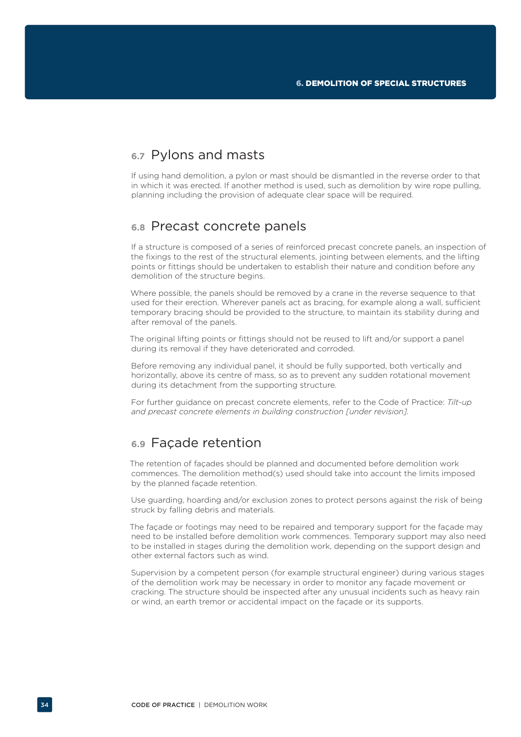## 6.7 Pylons and masts

If using hand demolition, a pylon or mast should be dismantled in the reverse order to that in which it was erected. If another method is used, such as demolition by wire rope pulling, planning including the provision of adequate clear space will be required.

## 6.8 Precast concrete panels

If a structure is composed of a series of reinforced precast concrete panels, an inspection of the fixings to the rest of the structural elements, jointing between elements, and the lifting points or fittings should be undertaken to establish their nature and condition before any demolition of the structure begins.

Where possible, the panels should be removed by a crane in the reverse sequence to that used for their erection. Wherever panels act as bracing, for example along a wall, sufficient temporary bracing should be provided to the structure, to maintain its stability during and after removal of the panels.

The original lifting points or fittings should not be reused to lift and/or support a panel during its removal if they have deteriorated and corroded.

Before removing any individual panel, it should be fully supported, both vertically and horizontally, above its centre of mass, so as to prevent any sudden rotational movement during its detachment from the supporting structure.

For further guidance on precast concrete elements, refer to the Code of Practice: *Tilt-up and precast concrete elements in building construction [under revision].*

## 6.9 Façade retention

The retention of façades should be planned and documented before demolition work commences. The demolition method(s) used should take into account the limits imposed by the planned façade retention.

Use guarding, hoarding and/or exclusion zones to protect persons against the risk of being struck by falling debris and materials.

The façade or footings may need to be repaired and temporary support for the façade may need to be installed before demolition work commences. Temporary support may also need to be installed in stages during the demolition work, depending on the support design and other external factors such as wind.

Supervision by a competent person (for example structural engineer) during various stages of the demolition work may be necessary in order to monitor any façade movement or cracking. The structure should be inspected after any unusual incidents such as heavy rain or wind, an earth tremor or accidental impact on the façade or its supports.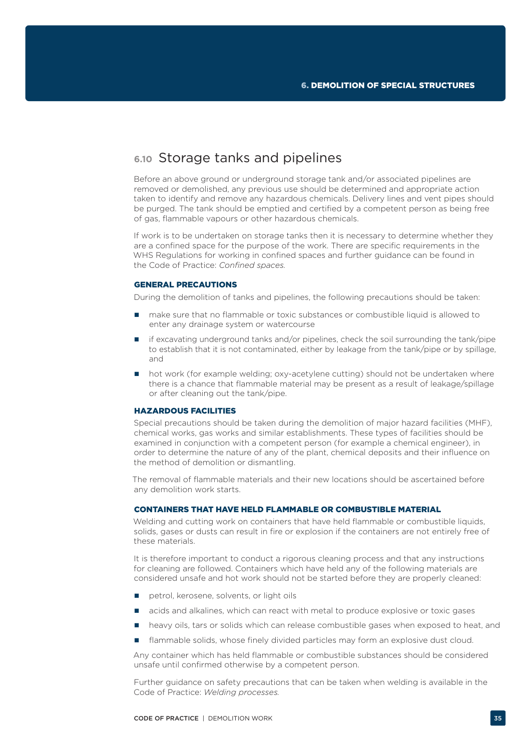## 6.10 Storage tanks and pipelines

Before an above ground or underground storage tank and/or associated pipelines are removed or demolished, any previous use should be determined and appropriate action taken to identify and remove any hazardous chemicals. Delivery lines and vent pipes should be purged. The tank should be emptied and certified by a competent person as being free of gas, flammable vapours or other hazardous chemicals.

If work is to be undertaken on storage tanks then it is necessary to determine whether they are a confined space for the purpose of the work. There are specific requirements in the WHS Regulations for working in confined spaces and further guidance can be found in the Code of Practice: *Confined spaces.*

### GENERAL PRECAUTIONS

During the demolition of tanks and pipelines, the following precautions should be taken:

- make sure that no flammable or toxic substances or combustible liquid is allowed to enter any drainage system or watercourse
- if excavating underground tanks and/or pipelines, check the soil surrounding the tank/pipe to establish that it is not contaminated, either by leakage from the tank/pipe or by spillage, and
- hot work (for example welding; oxy-acetylene cutting) should not be undertaken where there is a chance that flammable material may be present as a result of leakage/spillage or after cleaning out the tank/pipe.

### HAZARDOUS FACILITIES

Special precautions should be taken during the demolition of major hazard facilities (MHF), chemical works, gas works and similar establishments. These types of facilities should be examined in conjunction with a competent person (for example a chemical engineer), in order to determine the nature of any of the plant, chemical deposits and their influence on the method of demolition or dismantling.

The removal of flammable materials and their new locations should be ascertained before any demolition work starts.

### CONTAINERS THAT HAVE HELD FLAMMABLE OR COMBUSTIBLE MATERIAL

Welding and cutting work on containers that have held flammable or combustible liquids, solids, gases or dusts can result in fire or explosion if the containers are not entirely free of these materials.

It is therefore important to conduct a rigorous cleaning process and that any instructions for cleaning are followed. Containers which have held any of the following materials are considered unsafe and hot work should not be started before they are properly cleaned:

- petrol, kerosene, solvents, or light oils
- acids and alkalines, which can react with metal to produce explosive or toxic gases
- heavy oils, tars or solids which can release combustible gases when exposed to heat, and
- flammable solids, whose finely divided particles may form an explosive dust cloud.

Any container which has held flammable or combustible substances should be considered unsafe until confirmed otherwise by a competent person.

Further guidance on safety precautions that can be taken when welding is available in the Code of Practice: *Welding processes.*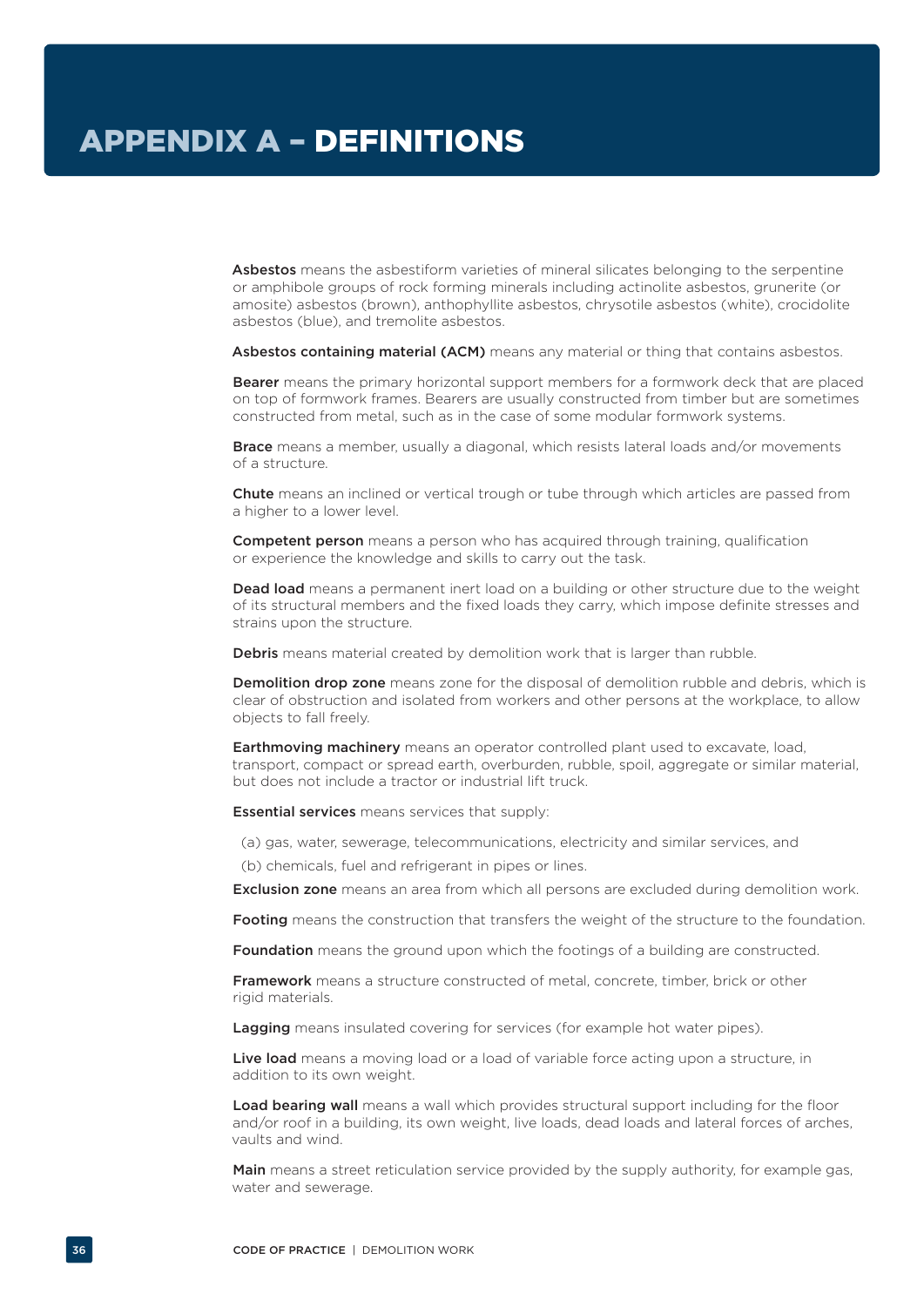# APPENDIX A – DEFINITIONS

**Asbestos** means the asbestiform varieties of mineral silicates belonging to the serpentine or amphibole groups of rock forming minerals including actinolite asbestos, grunerite (or amosite) asbestos (brown), anthophyllite asbestos, chrysotile asbestos (white), crocidolite asbestos (blue), and tremolite asbestos.

**Asbestos containing material (ACM)** means any material or thing that contains asbestos.

**Bearer** means the primary horizontal support members for a formwork deck that are placed on top of formwork frames. Bearers are usually constructed from timber but are sometimes constructed from metal, such as in the case of some modular formwork systems.

**Brace** means a member, usually a diagonal, which resists lateral loads and/or movements of a structure.

**Chute** means an inclined or vertical trough or tube through which articles are passed from a higher to a lower level.

**Competent person** means a person who has acquired through training, qualification or experience the knowledge and skills to carry out the task.

**Dead load** means a permanent inert load on a building or other structure due to the weight of its structural members and the fixed loads they carry, which impose definite stresses and strains upon the structure.

**Debris** means material created by demolition work that is larger than rubble.

**Demolition drop zone** means zone for the disposal of demolition rubble and debris, which is clear of obstruction and isolated from workers and other persons at the workplace, to allow objects to fall freely.

**Earthmoving machinery** means an operator controlled plant used to excavate, load, transport, compact or spread earth, overburden, rubble, spoil, aggregate or similar material, but does not include a tractor or industrial lift truck.

**Essential services** means services that supply:

(a) gas, water, sewerage, telecommunications, electricity and similar services, and

(b) chemicals, fuel and refrigerant in pipes or lines.

**Exclusion zone** means an area from which all persons are excluded during demolition work.

**Footing** means the construction that transfers the weight of the structure to the foundation.

**Foundation** means the ground upon which the footings of a building are constructed.

**Framework** means a structure constructed of metal, concrete, timber, brick or other rigid materials.

**Lagging** means insulated covering for services (for example hot water pipes).

**Live load** means a moving load or a load of variable force acting upon a structure, in addition to its own weight.

**Load bearing wall** means a wall which provides structural support including for the floor and/or roof in a building, its own weight, live loads, dead loads and lateral forces of arches, vaults and wind.

**Main** means a street reticulation service provided by the supply authority, for example gas, water and sewerage.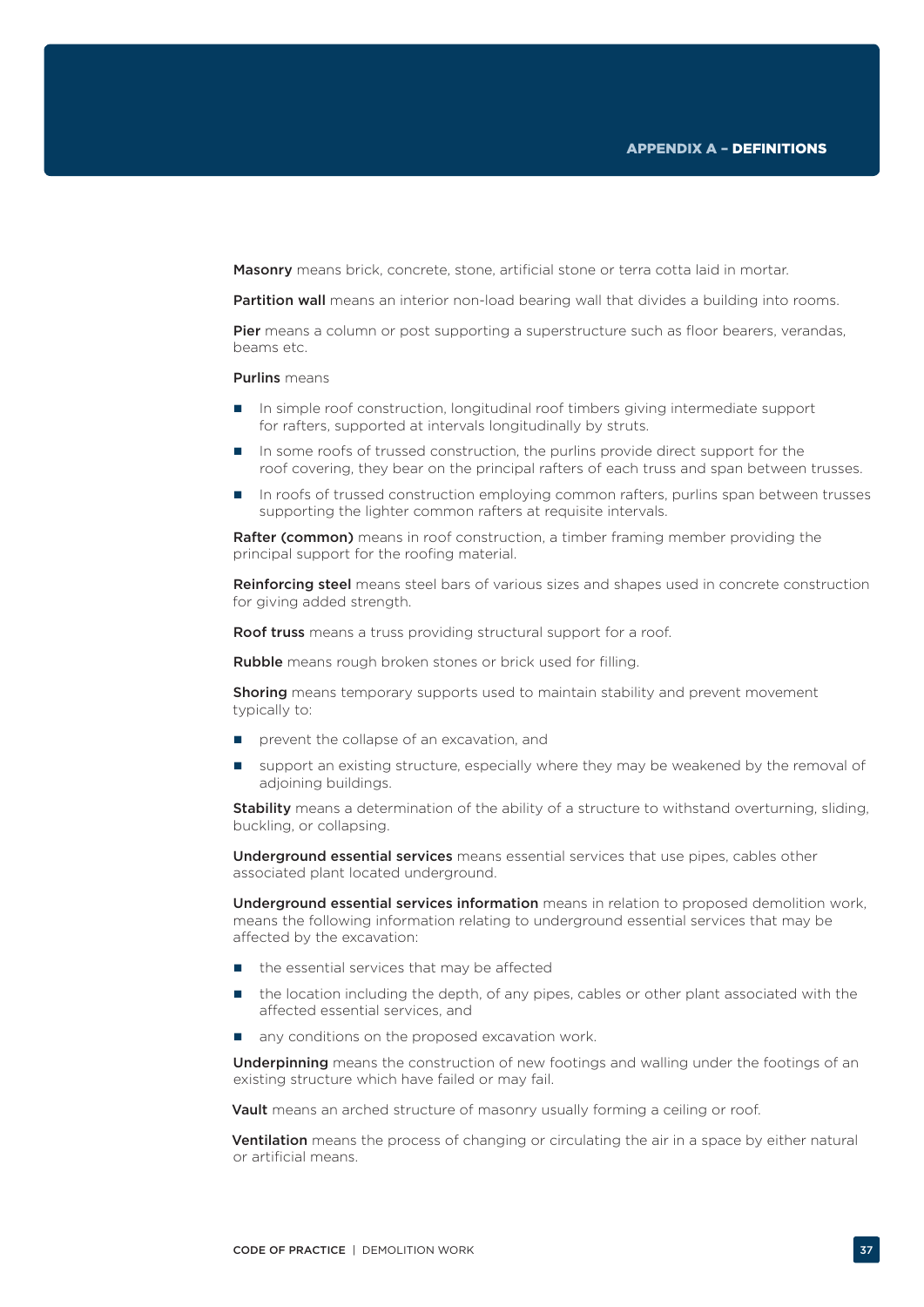Masonry means brick, concrete, stone, artificial stone or terra cotta laid in mortar.

**Partition wall** means an interior non-load bearing wall that divides a building into rooms.

**Pier** means a column or post supporting a superstructure such as floor bearers, verandas, beams etc.

**Purlins** means

- In simple roof construction, longitudinal roof timbers giving intermediate support for rafters, supported at intervals longitudinally by struts.
- In some roofs of trussed construction, the purlins provide direct support for the roof covering, they bear on the principal rafters of each truss and span between trusses.
- In roofs of trussed construction employing common rafters, purlins span between trusses supporting the lighter common rafters at requisite intervals.

**Rafter (common)** means in roof construction, a timber framing member providing the principal support for the roofing material.

**Reinforcing steel** means steel bars of various sizes and shapes used in concrete construction for giving added strength.

**Roof truss** means a truss providing structural support for a roof.

**Rubble** means rough broken stones or brick used for filling.

**Shoring** means temporary supports used to maintain stability and prevent movement typically to:

- prevent the collapse of an excavation, and
- support an existing structure, especially where they may be weakened by the removal of adjoining buildings.

**Stability** means a determination of the ability of a structure to withstand overturning, sliding, buckling, or collapsing.

**Underground essential services** means essential services that use pipes, cables other associated plant located underground.

**Underground essential services information** means in relation to proposed demolition work, means the following information relating to underground essential services that may be affected by the excavation:

- the essential services that may be affected
- the location including the depth, of any pipes, cables or other plant associated with the affected essential services, and
- any conditions on the proposed excavation work.

**Underpinning** means the construction of new footings and walling under the footings of an existing structure which have failed or may fail.

**Vault** means an arched structure of masonry usually forming a ceiling or roof.

**Ventilation** means the process of changing or circulating the air in a space by either natural or artificial means.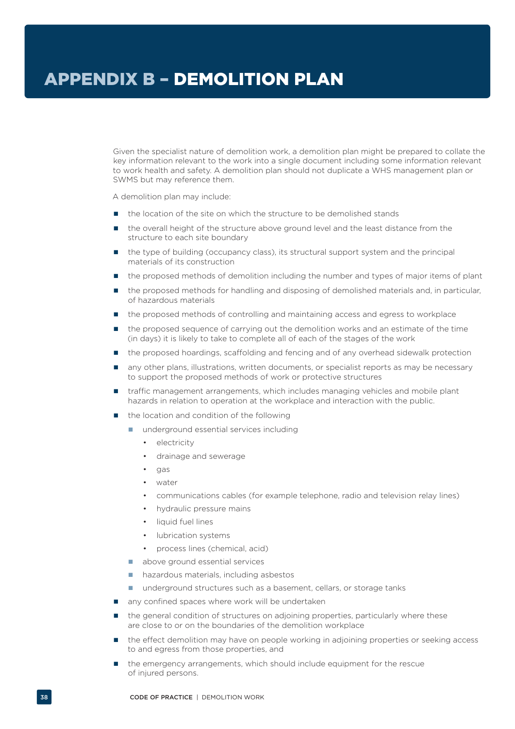# APPENDIX B – DEMOLITION PLAN

Given the specialist nature of demolition work, a demolition plan might be prepared to collate the key information relevant to the work into a single document including some information relevant to work health and safety. A demolition plan should not duplicate a WHS management plan or SWMS but may reference them.

A demolition plan may include:

- the location of the site on which the structure to be demolished stands
- the overall height of the structure above ground level and the least distance from the structure to each site boundary
- the type of building (occupancy class), its structural support system and the principal materials of its construction
- the proposed methods of demolition including the number and types of major items of plant
- the proposed methods for handling and disposing of demolished materials and, in particular, of hazardous materials
- the proposed methods of controlling and maintaining access and egress to workplace
- the proposed sequence of carrying out the demolition works and an estimate of the time (in days) it is likely to take to complete all of each of the stages of the work
- the proposed hoardings, scaffolding and fencing and of any overhead sidewalk protection
- any other plans, illustrations, written documents, or specialist reports as may be necessary to support the proposed methods of work or protective structures
- traffic management arrangements, which includes managing vehicles and mobile plant hazards in relation to operation at the workplace and interaction with the public.
- the location and condition of the following
  - underground essential services including
    - electricity
    - drainage and sewerage
    - gas
    - water
    - communications cables (for example telephone, radio and television relay lines)
    - hydraulic pressure mains
    - liquid fuel lines
    - lubrication systems
    - process lines (chemical, acid)
  - above ground essential services
  - hazardous materials, including asbestos
  - underground structures such as a basement, cellars, or storage tanks
- any confined spaces where work will be undertaken
- the general condition of structures on adjoining properties, particularly where these are close to or on the boundaries of the demolition workplace
- the effect demolition may have on people working in adjoining properties or seeking access to and egress from those properties, and
- the emergency arrangements, which should include equipment for the rescue of injured persons.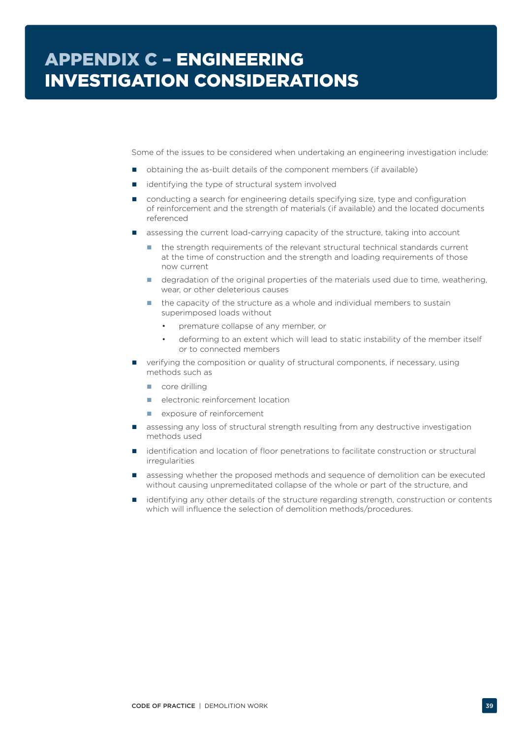# APPENDIX C – ENGINEERING INVESTIGATION CONSIDERATIONS

Some of the issues to be considered when undertaking an engineering investigation include:

- obtaining the as-built details of the component members (if available)
- identifying the type of structural system involved
- conducting a search for engineering details specifying size, type and configuration of reinforcement and the strength of materials (if available) and the located documents referenced
- assessing the current load-carrying capacity of the structure, taking into account
  - the strength requirements of the relevant structural technical standards current at the time of construction and the strength and loading requirements of those now current
  - degradation of the original properties of the materials used due to time, weathering, wear, or other deleterious causes
  - the capacity of the structure as a whole and individual members to sustain superimposed loads without
    - premature collapse of any member, or
    - deforming to an extent which will lead to static instability of the member itself or to connected members
- verifying the composition or quality of structural components, if necessary, using methods such as
  - core drilling
  - electronic reinforcement location
  - exposure of reinforcement
- assessing any loss of structural strength resulting from any destructive investigation methods used
- identification and location of floor penetrations to facilitate construction or structural irregularities
- assessing whether the proposed methods and sequence of demolition can be executed without causing unpremeditated collapse of the whole or part of the structure, and
- identifying any other details of the structure regarding strength, construction or contents which will influence the selection of demolition methods/procedures.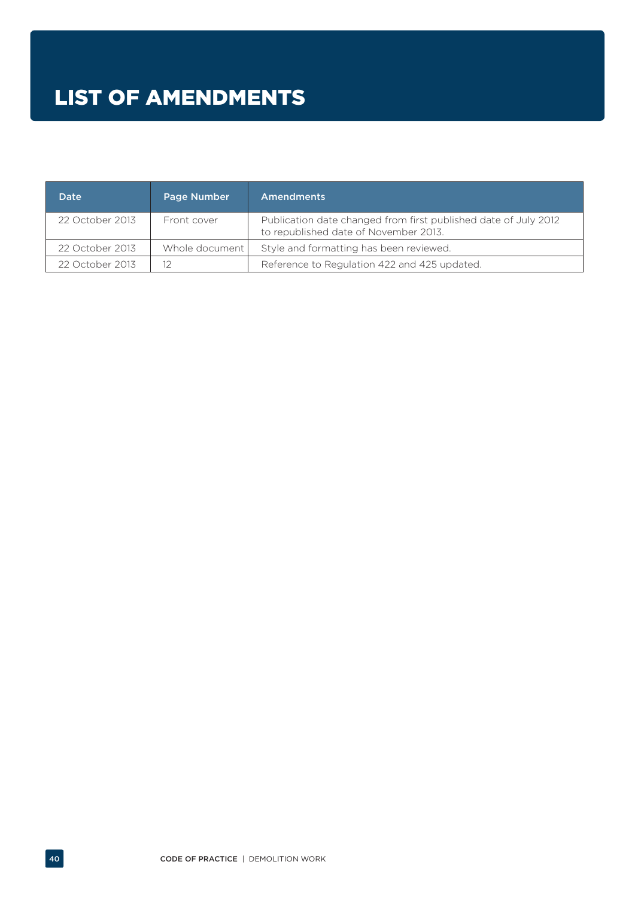# LIST OF AMENDMENTS

| Date | Page Number | Amendments |
|---|---|---|
| 22 October 2013 | Front cover | Publication date changed from first published date of July 2012 to republished date of November 2013. |
| 22 October 2013 | Whole document | Style and formatting has been reviewed. |
| 22 October 2013 | 12 | Reference to Regulation 422 and 425 updated. |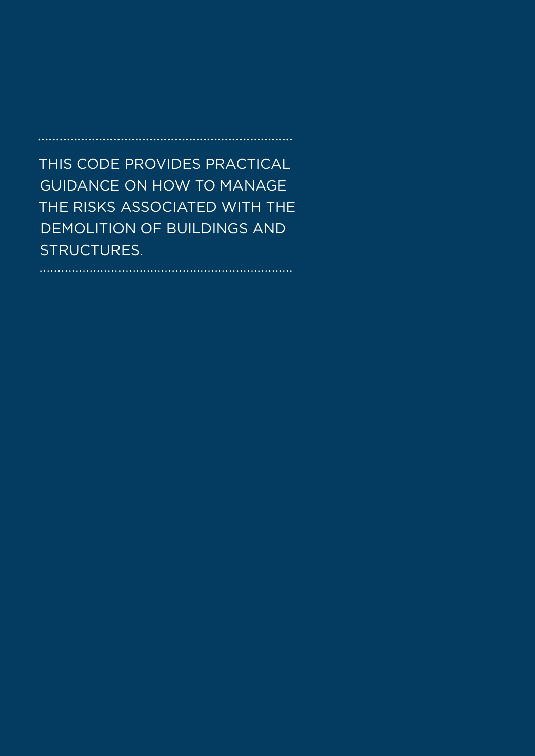THIS CODE PROVIDES PRACTICAL GUIDANCE ON HOW TO MANAGE THE RISKS ASSOCIATED WITH THE DEMOLITION OF BUILDINGS AND STRUCTURES.